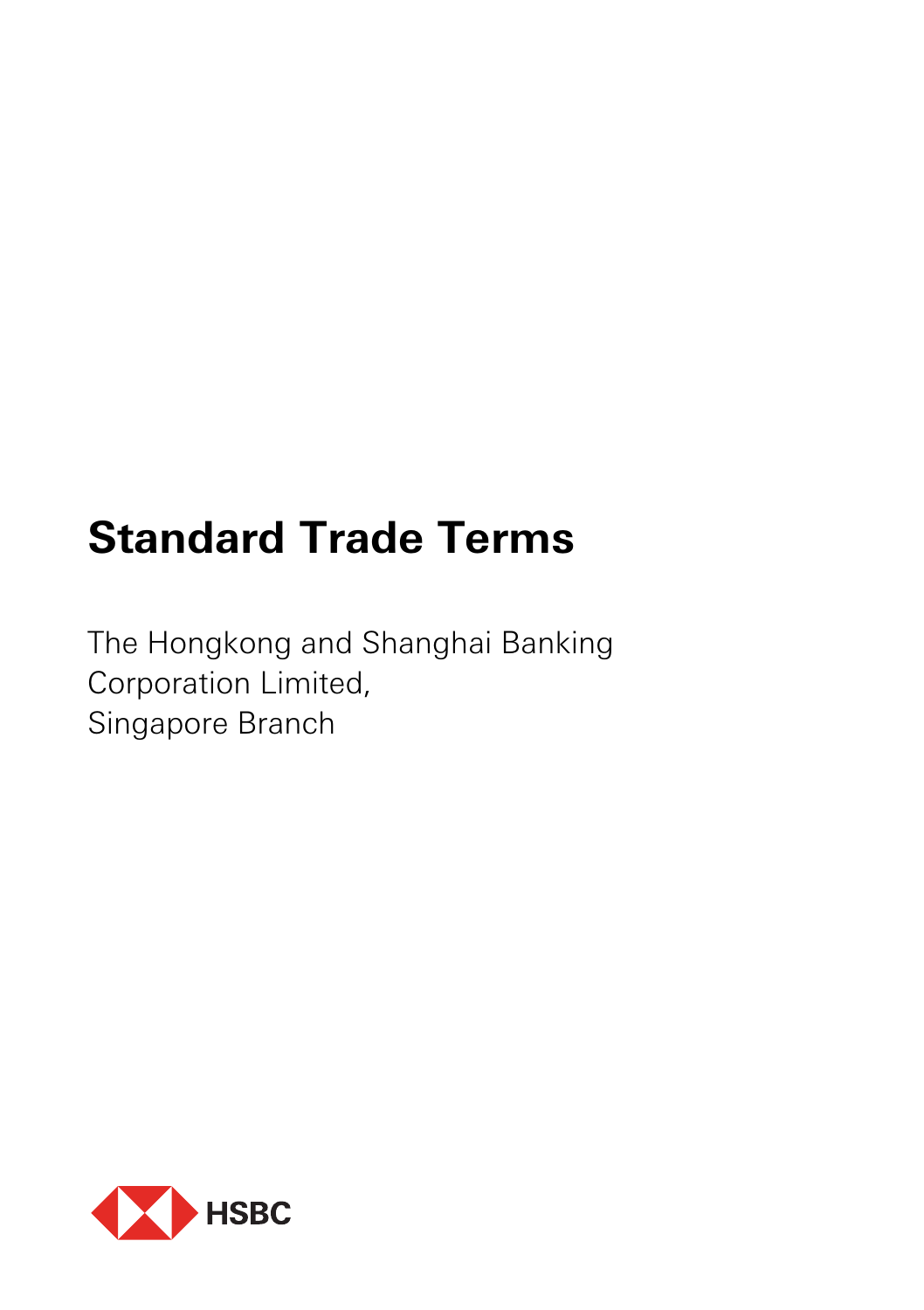# Standard Trade Terms

The Hongkong and Shanghai Banking Corporation Limited,
Singapore Branch

HSBC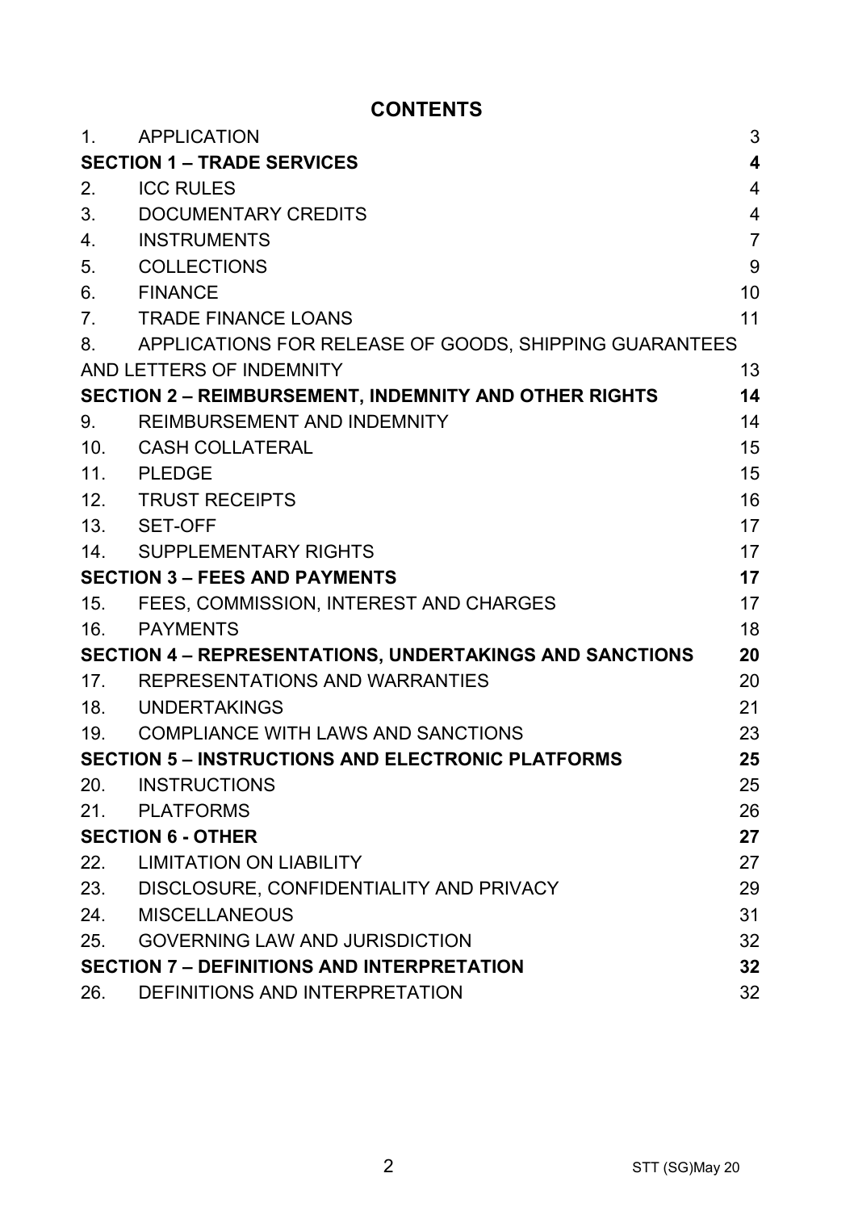# CONTENTS

| | | |
|---|---|---|
| 1. | APPLICATION | 3 |
| **SECTION 1 – TRADE SERVICES** | | **4** |
| 2. | ICC RULES | 4 |
| 3. | DOCUMENTARY CREDITS | 4 |
| 4. | INSTRUMENTS | 7 |
| 5. | COLLECTIONS | 9 |
| 6. | FINANCE | 10 |
| 7. | TRADE FINANCE LOANS | 11 |
| 8. | APPLICATIONS FOR RELEASE OF GOODS, SHIPPING GUARANTEES AND LETTERS OF INDEMNITY | 13 |
| **SECTION 2 – REIMBURSEMENT, INDEMNITY AND OTHER RIGHTS** | | **14** |
| 9. | REIMBURSEMENT AND INDEMNITY | 14 |
| 10. | CASH COLLATERAL | 15 |
| 11. | PLEDGE | 15 |
| 12. | TRUST RECEIPTS | 16 |
| 13. | SET-OFF | 17 |
| 14. | SUPPLEMENTARY RIGHTS | 17 |
| **SECTION 3 – FEES AND PAYMENTS** | | **17** |
| 15. | FEES, COMMISSION, INTEREST AND CHARGES | 17 |
| 16. | PAYMENTS | 18 |
| **SECTION 4 – REPRESENTATIONS, UNDERTAKINGS AND SANCTIONS** | | **20** |
| 17. | REPRESENTATIONS AND WARRANTIES | 20 |
| 18. | UNDERTAKINGS | 21 |
| 19. | COMPLIANCE WITH LAWS AND SANCTIONS | 23 |
| **SECTION 5 – INSTRUCTIONS AND ELECTRONIC PLATFORMS** | | **25** |
| 20. | INSTRUCTIONS | 25 |
| 21. | PLATFORMS | 26 |
| **SECTION 6 - OTHER** | | **27** |
| 22. | LIMITATION ON LIABILITY | 27 |
| 23. | DISCLOSURE, CONFIDENTIALITY AND PRIVACY | 29 |
| 24. | MISCELLANEOUS | 31 |
| 25. | GOVERNING LAW AND JURISDICTION | 32 |
| **SECTION 7 – DEFINITIONS AND INTERPRETATION** | | **32** |
| 26. | DEFINITIONS AND INTERPRETATION | 32 |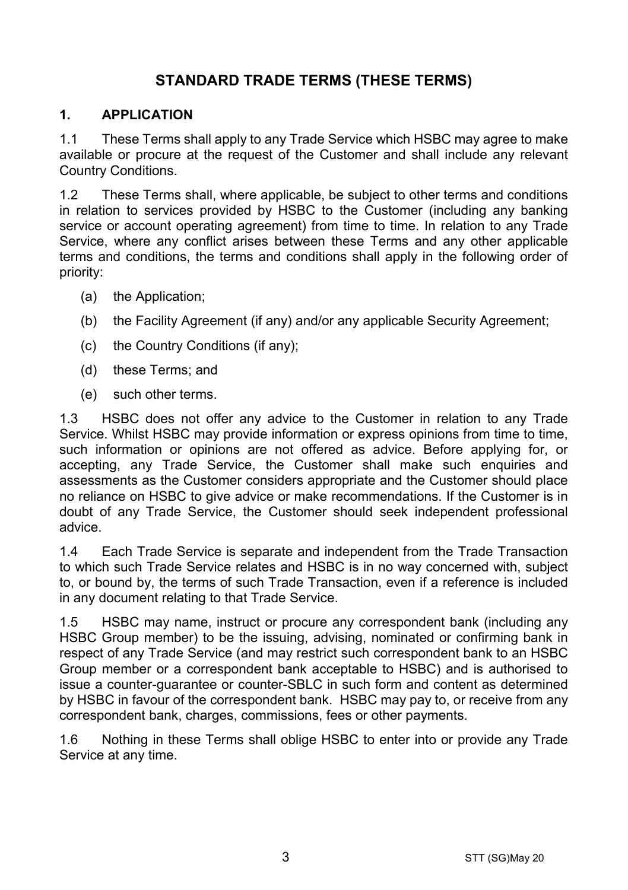# STANDARD TRADE TERMS (THESE TERMS)

## 1. APPLICATION

1.1 These Terms shall apply to any Trade Service which HSBC may agree to make available or procure at the request of the Customer and shall include any relevant Country Conditions.

1.2 These Terms shall, where applicable, be subject to other terms and conditions in relation to services provided by HSBC to the Customer (including any banking service or account operating agreement) from time to time. In relation to any Trade Service, where any conflict arises between these Terms and any other applicable terms and conditions, the terms and conditions shall apply in the following order of priority:

(a) the Application;

(b) the Facility Agreement (if any) and/or any applicable Security Agreement;

(c) the Country Conditions (if any);

(d) these Terms; and

(e) such other terms.

1.3 HSBC does not offer any advice to the Customer in relation to any Trade Service. Whilst HSBC may provide information or express opinions from time to time, such information or opinions are not offered as advice. Before applying for, or accepting, any Trade Service, the Customer shall make such enquiries and assessments as the Customer considers appropriate and the Customer should place no reliance on HSBC to give advice or make recommendations. If the Customer is in doubt of any Trade Service, the Customer should seek independent professional advice.

1.4 Each Trade Service is separate and independent from the Trade Transaction to which such Trade Service relates and HSBC is in no way concerned with, subject to, or bound by, the terms of such Trade Transaction, even if a reference is included in any document relating to that Trade Service.

1.5 HSBC may name, instruct or procure any correspondent bank (including any HSBC Group member) to be the issuing, advising, nominated or confirming bank in respect of any Trade Service (and may restrict such correspondent bank to an HSBC Group member or a correspondent bank acceptable to HSBC) and is authorised to issue a counter-guarantee or counter-SBLC in such form and content as determined by HSBC in favour of the correspondent bank. HSBC may pay to, or receive from any correspondent bank, charges, commissions, fees or other payments.

1.6 Nothing in these Terms shall oblige HSBC to enter into or provide any Trade Service at any time.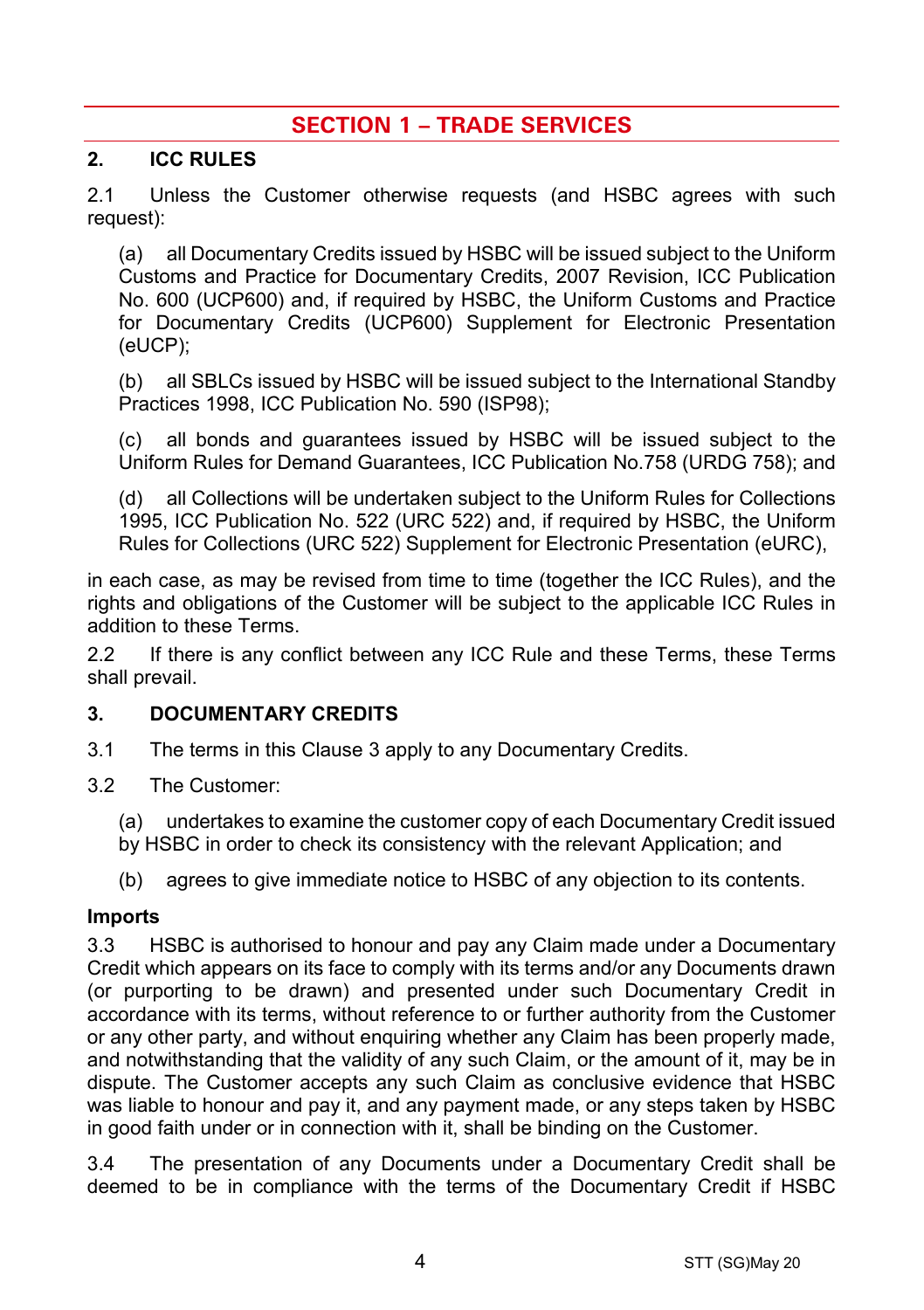## SECTION 1 – TRADE SERVICES

### 2. ICC RULES

2.1 Unless the Customer otherwise requests (and HSBC agrees with such request):

(a) all Documentary Credits issued by HSBC will be issued subject to the Uniform Customs and Practice for Documentary Credits, 2007 Revision, ICC Publication No. 600 (UCP600) and, if required by HSBC, the Uniform Customs and Practice for Documentary Credits (UCP600) Supplement for Electronic Presentation (eUCP);

(b) all SBLCs issued by HSBC will be issued subject to the International Standby Practices 1998, ICC Publication No. 590 (ISP98);

(c) all bonds and guarantees issued by HSBC will be issued subject to the Uniform Rules for Demand Guarantees, ICC Publication No.758 (URDG 758); and

(d) all Collections will be undertaken subject to the Uniform Rules for Collections 1995, ICC Publication No. 522 (URC 522) and, if required by HSBC, the Uniform Rules for Collections (URC 522) Supplement for Electronic Presentation (eURC),

in each case, as may be revised from time to time (together the ICC Rules), and the rights and obligations of the Customer will be subject to the applicable ICC Rules in addition to these Terms.

2.2 If there is any conflict between any ICC Rule and these Terms, these Terms shall prevail.

### 3. DOCUMENTARY CREDITS

3.1 The terms in this Clause 3 apply to any Documentary Credits.

3.2 The Customer:

(a) undertakes to examine the customer copy of each Documentary Credit issued by HSBC in order to check its consistency with the relevant Application; and

(b) agrees to give immediate notice to HSBC of any objection to its contents.

**Imports**

3.3 HSBC is authorised to honour and pay any Claim made under a Documentary Credit which appears on its face to comply with its terms and/or any Documents drawn (or purporting to be drawn) and presented under such Documentary Credit in accordance with its terms, without reference to or further authority from the Customer or any other party, and without enquiring whether any Claim has been properly made, and notwithstanding that the validity of any such Claim, or the amount of it, may be in dispute. The Customer accepts any such Claim as conclusive evidence that HSBC was liable to honour and pay it, and any payment made, or any steps taken by HSBC in good faith under or in connection with it, shall be binding on the Customer.

3.4 The presentation of any Documents under a Documentary Credit shall be deemed to be in compliance with the terms of the Documentary Credit if HSBC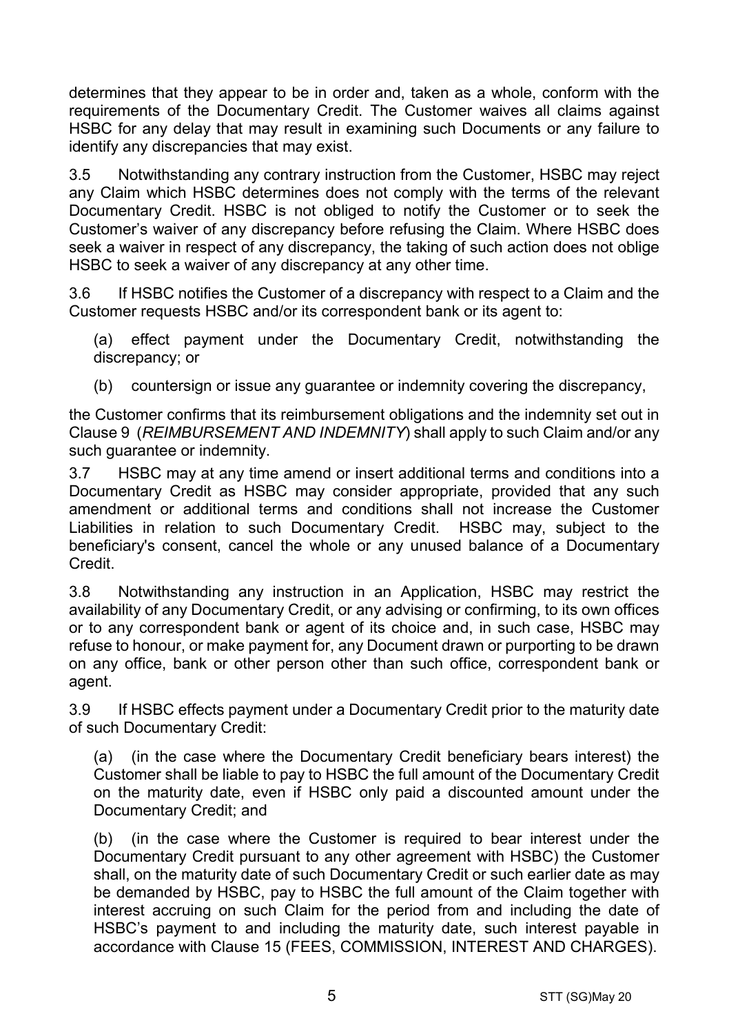determines that they appear to be in order and, taken as a whole, conform with the requirements of the Documentary Credit. The Customer waives all claims against HSBC for any delay that may result in examining such Documents or any failure to identify any discrepancies that may exist.

3.5 Notwithstanding any contrary instruction from the Customer, HSBC may reject any Claim which HSBC determines does not comply with the terms of the relevant Documentary Credit. HSBC is not obliged to notify the Customer or to seek the Customer's waiver of any discrepancy before refusing the Claim. Where HSBC does seek a waiver in respect of any discrepancy, the taking of such action does not oblige HSBC to seek a waiver of any discrepancy at any other time.

3.6 If HSBC notifies the Customer of a discrepancy with respect to a Claim and the Customer requests HSBC and/or its correspondent bank or its agent to:

(a) effect payment under the Documentary Credit, notwithstanding the discrepancy; or

(b) countersign or issue any guarantee or indemnity covering the discrepancy,

the Customer confirms that its reimbursement obligations and the indemnity set out in Clause 9 (*REIMBURSEMENT AND INDEMNITY*) shall apply to such Claim and/or any such guarantee or indemnity.

3.7 HSBC may at any time amend or insert additional terms and conditions into a Documentary Credit as HSBC may consider appropriate, provided that any such amendment or additional terms and conditions shall not increase the Customer Liabilities in relation to such Documentary Credit. HSBC may, subject to the beneficiary's consent, cancel the whole or any unused balance of a Documentary Credit.

3.8 Notwithstanding any instruction in an Application, HSBC may restrict the availability of any Documentary Credit, or any advising or confirming, to its own offices or to any correspondent bank or agent of its choice and, in such case, HSBC may refuse to honour, or make payment for, any Document drawn or purporting to be drawn on any office, bank or other person other than such office, correspondent bank or agent.

3.9 If HSBC effects payment under a Documentary Credit prior to the maturity date of such Documentary Credit:

(a) (in the case where the Documentary Credit beneficiary bears interest) the Customer shall be liable to pay to HSBC the full amount of the Documentary Credit on the maturity date, even if HSBC only paid a discounted amount under the Documentary Credit; and

(b) (in the case where the Customer is required to bear interest under the Documentary Credit pursuant to any other agreement with HSBC) the Customer shall, on the maturity date of such Documentary Credit or such earlier date as may be demanded by HSBC, pay to HSBC the full amount of the Claim together with interest accruing on such Claim for the period from and including the date of HSBC's payment to and including the maturity date, such interest payable in accordance with Clause 15 (FEES, COMMISSION, INTEREST AND CHARGES).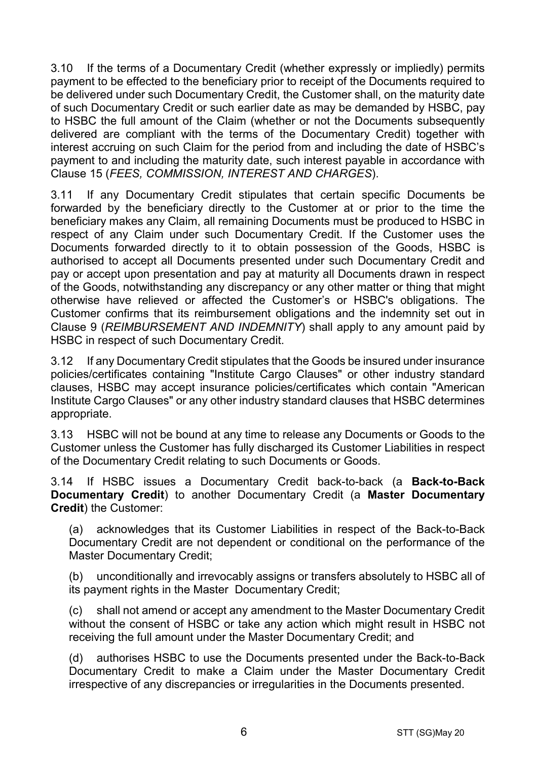3.10 If the terms of a Documentary Credit (whether expressly or impliedly) permits payment to be effected to the beneficiary prior to receipt of the Documents required to be delivered under such Documentary Credit, the Customer shall, on the maturity date of such Documentary Credit or such earlier date as may be demanded by HSBC, pay to HSBC the full amount of the Claim (whether or not the Documents subsequently delivered are compliant with the terms of the Documentary Credit) together with interest accruing on such Claim for the period from and including the date of HSBC's payment to and including the maturity date, such interest payable in accordance with Clause 15 (*FEES, COMMISSION, INTEREST AND CHARGES*).

3.11 If any Documentary Credit stipulates that certain specific Documents be forwarded by the beneficiary directly to the Customer at or prior to the time the beneficiary makes any Claim, all remaining Documents must be produced to HSBC in respect of any Claim under such Documentary Credit. If the Customer uses the Documents forwarded directly to it to obtain possession of the Goods, HSBC is authorised to accept all Documents presented under such Documentary Credit and pay or accept upon presentation and pay at maturity all Documents drawn in respect of the Goods, notwithstanding any discrepancy or any other matter or thing that might otherwise have relieved or affected the Customer's or HSBC's obligations. The Customer confirms that its reimbursement obligations and the indemnity set out in Clause 9 (*REIMBURSEMENT AND INDEMNITY*) shall apply to any amount paid by HSBC in respect of such Documentary Credit.

3.12 If any Documentary Credit stipulates that the Goods be insured under insurance policies/certificates containing "Institute Cargo Clauses" or other industry standard clauses, HSBC may accept insurance policies/certificates which contain "American Institute Cargo Clauses" or any other industry standard clauses that HSBC determines appropriate.

3.13 HSBC will not be bound at any time to release any Documents or Goods to the Customer unless the Customer has fully discharged its Customer Liabilities in respect of the Documentary Credit relating to such Documents or Goods.

3.14 If HSBC issues a Documentary Credit back-to-back (a **Back-to-Back Documentary Credit**) to another Documentary Credit (a **Master Documentary Credit**) the Customer:

(a) acknowledges that its Customer Liabilities in respect of the Back-to-Back Documentary Credit are not dependent or conditional on the performance of the Master Documentary Credit;

(b) unconditionally and irrevocably assigns or transfers absolutely to HSBC all of its payment rights in the Master Documentary Credit;

(c) shall not amend or accept any amendment to the Master Documentary Credit without the consent of HSBC or take any action which might result in HSBC not receiving the full amount under the Master Documentary Credit; and

(d) authorises HSBC to use the Documents presented under the Back-to-Back Documentary Credit to make a Claim under the Master Documentary Credit irrespective of any discrepancies or irregularities in the Documents presented.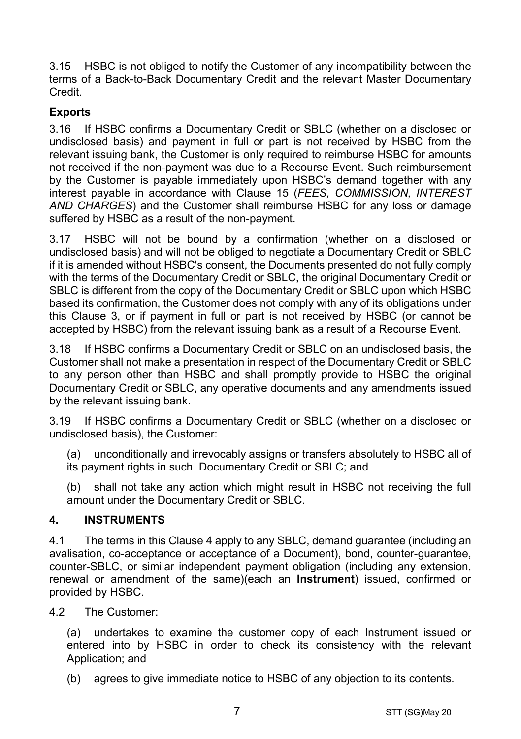3.15 HSBC is not obliged to notify the Customer of any incompatibility between the terms of a Back-to-Back Documentary Credit and the relevant Master Documentary Credit.

**Exports**

3.16 If HSBC confirms a Documentary Credit or SBLC (whether on a disclosed or undisclosed basis) and payment in full or part is not received by HSBC from the relevant issuing bank, the Customer is only required to reimburse HSBC for amounts not received if the non-payment was due to a Recourse Event. Such reimbursement by the Customer is payable immediately upon HSBC's demand together with any interest payable in accordance with Clause 15 (*FEES, COMMISSION, INTEREST AND CHARGES*) and the Customer shall reimburse HSBC for any loss or damage suffered by HSBC as a result of the non-payment.

3.17 HSBC will not be bound by a confirmation (whether on a disclosed or undisclosed basis) and will not be obliged to negotiate a Documentary Credit or SBLC if it is amended without HSBC's consent, the Documents presented do not fully comply with the terms of the Documentary Credit or SBLC, the original Documentary Credit or SBLC is different from the copy of the Documentary Credit or SBLC upon which HSBC based its confirmation, the Customer does not comply with any of its obligations under this Clause 3, or if payment in full or part is not received by HSBC (or cannot be accepted by HSBC) from the relevant issuing bank as a result of a Recourse Event.

3.18 If HSBC confirms a Documentary Credit or SBLC on an undisclosed basis, the Customer shall not make a presentation in respect of the Documentary Credit or SBLC to any person other than HSBC and shall promptly provide to HSBC the original Documentary Credit or SBLC, any operative documents and any amendments issued by the relevant issuing bank.

3.19 If HSBC confirms a Documentary Credit or SBLC (whether on a disclosed or undisclosed basis), the Customer:

(a) unconditionally and irrevocably assigns or transfers absolutely to HSBC all of its payment rights in such Documentary Credit or SBLC; and

(b) shall not take any action which might result in HSBC not receiving the full amount under the Documentary Credit or SBLC.

## 4. INSTRUMENTS

4.1 The terms in this Clause 4 apply to any SBLC, demand guarantee (including an avalisation, co-acceptance or acceptance of a Document), bond, counter-guarantee, counter-SBLC, or similar independent payment obligation (including any extension, renewal or amendment of the same)(each an **Instrument**) issued, confirmed or provided by HSBC.

4.2 The Customer:

(a) undertakes to examine the customer copy of each Instrument issued or entered into by HSBC in order to check its consistency with the relevant Application; and

(b) agrees to give immediate notice to HSBC of any objection to its contents.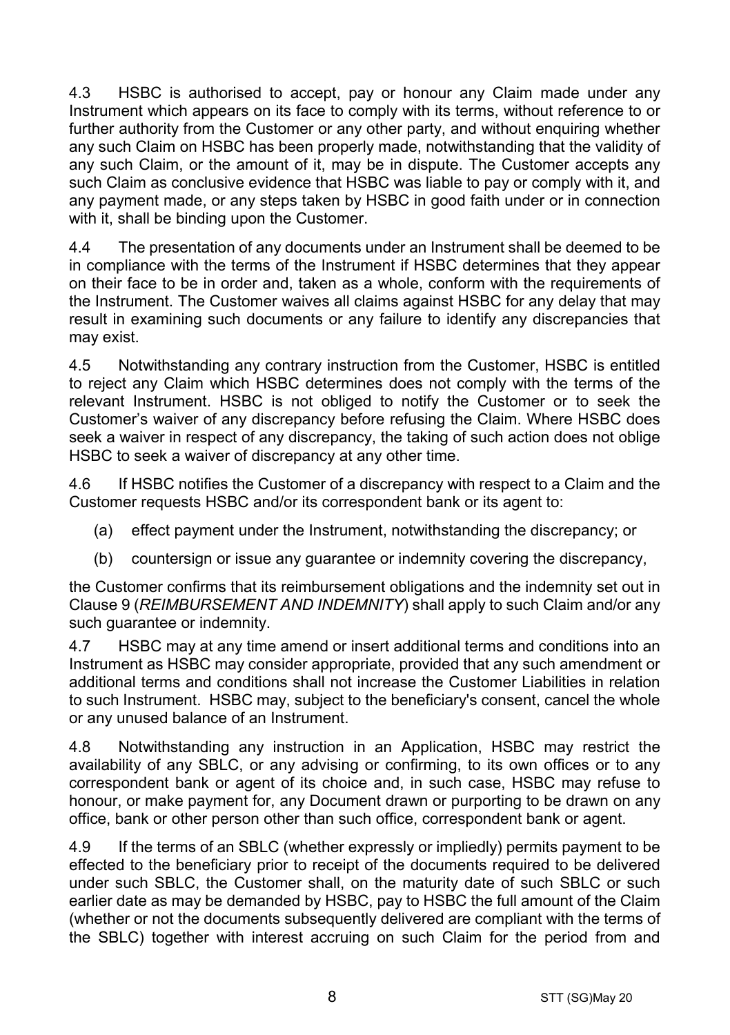4.3 HSBC is authorised to accept, pay or honour any Claim made under any Instrument which appears on its face to comply with its terms, without reference to or further authority from the Customer or any other party, and without enquiring whether any such Claim on HSBC has been properly made, notwithstanding that the validity of any such Claim, or the amount of it, may be in dispute. The Customer accepts any such Claim as conclusive evidence that HSBC was liable to pay or comply with it, and any payment made, or any steps taken by HSBC in good faith under or in connection with it, shall be binding upon the Customer.

4.4 The presentation of any documents under an Instrument shall be deemed to be in compliance with the terms of the Instrument if HSBC determines that they appear on their face to be in order and, taken as a whole, conform with the requirements of the Instrument. The Customer waives all claims against HSBC for any delay that may result in examining such documents or any failure to identify any discrepancies that may exist.

4.5 Notwithstanding any contrary instruction from the Customer, HSBC is entitled to reject any Claim which HSBC determines does not comply with the terms of the relevant Instrument. HSBC is not obliged to notify the Customer or to seek the Customer's waiver of any discrepancy before refusing the Claim. Where HSBC does seek a waiver in respect of any discrepancy, the taking of such action does not oblige HSBC to seek a waiver of discrepancy at any other time.

4.6 If HSBC notifies the Customer of a discrepancy with respect to a Claim and the Customer requests HSBC and/or its correspondent bank or its agent to:

(a) effect payment under the Instrument, notwithstanding the discrepancy; or

(b) countersign or issue any guarantee or indemnity covering the discrepancy,

the Customer confirms that its reimbursement obligations and the indemnity set out in Clause 9 (*REIMBURSEMENT AND INDEMNITY*) shall apply to such Claim and/or any such guarantee or indemnity.

4.7 HSBC may at any time amend or insert additional terms and conditions into an Instrument as HSBC may consider appropriate, provided that any such amendment or additional terms and conditions shall not increase the Customer Liabilities in relation to such Instrument. HSBC may, subject to the beneficiary's consent, cancel the whole or any unused balance of an Instrument.

4.8 Notwithstanding any instruction in an Application, HSBC may restrict the availability of any SBLC, or any advising or confirming, to its own offices or to any correspondent bank or agent of its choice and, in such case, HSBC may refuse to honour, or make payment for, any Document drawn or purporting to be drawn on any office, bank or other person other than such office, correspondent bank or agent.

4.9 If the terms of an SBLC (whether expressly or impliedly) permits payment to be effected to the beneficiary prior to receipt of the documents required to be delivered under such SBLC, the Customer shall, on the maturity date of such SBLC or such earlier date as may be demanded by HSBC, pay to HSBC the full amount of the Claim (whether or not the documents subsequently delivered are compliant with the terms of the SBLC) together with interest accruing on such Claim for the period from and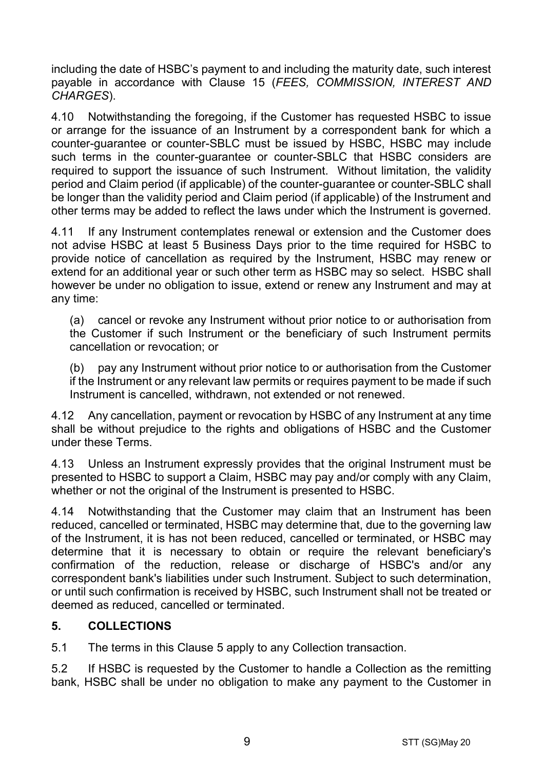including the date of HSBC's payment to and including the maturity date, such interest payable in accordance with Clause 15 (*FEES, COMMISSION, INTEREST AND CHARGES*).

4.10 Notwithstanding the foregoing, if the Customer has requested HSBC to issue or arrange for the issuance of an Instrument by a correspondent bank for which a counter-guarantee or counter-SBLC must be issued by HSBC, HSBC may include such terms in the counter-guarantee or counter-SBLC that HSBC considers are required to support the issuance of such Instrument. Without limitation, the validity period and Claim period (if applicable) of the counter-guarantee or counter-SBLC shall be longer than the validity period and Claim period (if applicable) of the Instrument and other terms may be added to reflect the laws under which the Instrument is governed.

4.11 If any Instrument contemplates renewal or extension and the Customer does not advise HSBC at least 5 Business Days prior to the time required for HSBC to provide notice of cancellation as required by the Instrument, HSBC may renew or extend for an additional year or such other term as HSBC may so select. HSBC shall however be under no obligation to issue, extend or renew any Instrument and may at any time:

(a) cancel or revoke any Instrument without prior notice to or authorisation from the Customer if such Instrument or the beneficiary of such Instrument permits cancellation or revocation; or

(b) pay any Instrument without prior notice to or authorisation from the Customer if the Instrument or any relevant law permits or requires payment to be made if such Instrument is cancelled, withdrawn, not extended or not renewed.

4.12 Any cancellation, payment or revocation by HSBC of any Instrument at any time shall be without prejudice to the rights and obligations of HSBC and the Customer under these Terms.

4.13 Unless an Instrument expressly provides that the original Instrument must be presented to HSBC to support a Claim, HSBC may pay and/or comply with any Claim, whether or not the original of the Instrument is presented to HSBC.

4.14 Notwithstanding that the Customer may claim that an Instrument has been reduced, cancelled or terminated, HSBC may determine that, due to the governing law of the Instrument, it is has not been reduced, cancelled or terminated, or HSBC may determine that it is necessary to obtain or require the relevant beneficiary's confirmation of the reduction, release or discharge of HSBC's and/or any correspondent bank's liabilities under such Instrument. Subject to such determination, or until such confirmation is received by HSBC, such Instrument shall not be treated or deemed as reduced, cancelled or terminated.

## 5. COLLECTIONS

5.1 The terms in this Clause 5 apply to any Collection transaction.

5.2 If HSBC is requested by the Customer to handle a Collection as the remitting bank, HSBC shall be under no obligation to make any payment to the Customer in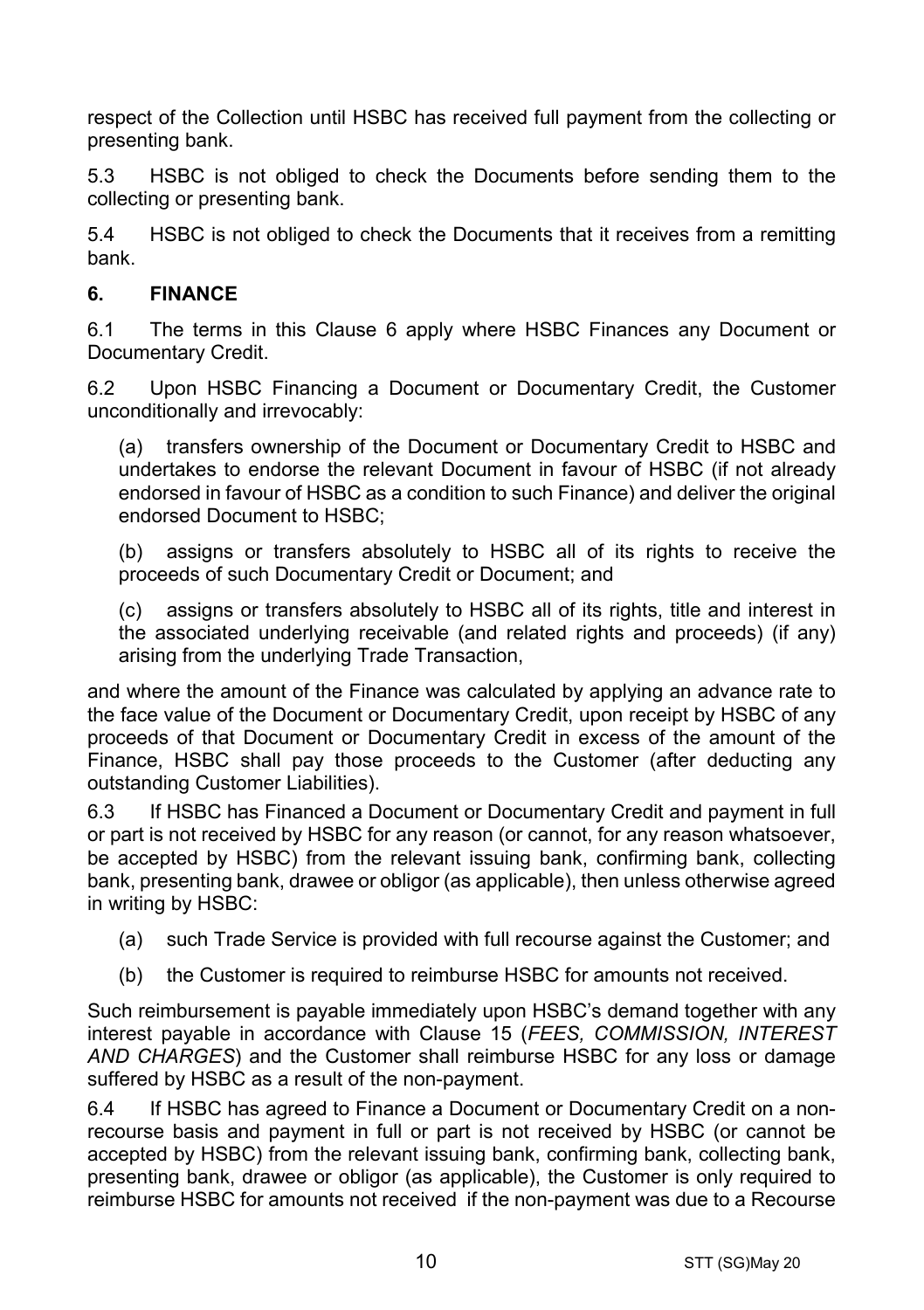respect of the Collection until HSBC has received full payment from the collecting or presenting bank.

5.3 HSBC is not obliged to check the Documents before sending them to the collecting or presenting bank.

5.4 HSBC is not obliged to check the Documents that it receives from a remitting bank.

## 6. FINANCE

6.1 The terms in this Clause 6 apply where HSBC Finances any Document or Documentary Credit.

6.2 Upon HSBC Financing a Document or Documentary Credit, the Customer unconditionally and irrevocably:

(a) transfers ownership of the Document or Documentary Credit to HSBC and undertakes to endorse the relevant Document in favour of HSBC (if not already endorsed in favour of HSBC as a condition to such Finance) and deliver the original endorsed Document to HSBC;

(b) assigns or transfers absolutely to HSBC all of its rights to receive the proceeds of such Documentary Credit or Document; and

(c) assigns or transfers absolutely to HSBC all of its rights, title and interest in the associated underlying receivable (and related rights and proceeds) (if any) arising from the underlying Trade Transaction,

and where the amount of the Finance was calculated by applying an advance rate to the face value of the Document or Documentary Credit, upon receipt by HSBC of any proceeds of that Document or Documentary Credit in excess of the amount of the Finance, HSBC shall pay those proceeds to the Customer (after deducting any outstanding Customer Liabilities).

6.3 If HSBC has Financed a Document or Documentary Credit and payment in full or part is not received by HSBC for any reason (or cannot, for any reason whatsoever, be accepted by HSBC) from the relevant issuing bank, confirming bank, collecting bank, presenting bank, drawee or obligor (as applicable), then unless otherwise agreed in writing by HSBC:

(a) such Trade Service is provided with full recourse against the Customer; and

(b) the Customer is required to reimburse HSBC for amounts not received.

Such reimbursement is payable immediately upon HSBC's demand together with any interest payable in accordance with Clause 15 (*FEES, COMMISSION, INTEREST AND CHARGES*) and the Customer shall reimburse HSBC for any loss or damage suffered by HSBC as a result of the non-payment.

6.4 If HSBC has agreed to Finance a Document or Documentary Credit on a non-recourse basis and payment in full or part is not received by HSBC (or cannot be accepted by HSBC) from the relevant issuing bank, confirming bank, collecting bank, presenting bank, drawee or obligor (as applicable), the Customer is only required to reimburse HSBC for amounts not received if the non-payment was due to a Recourse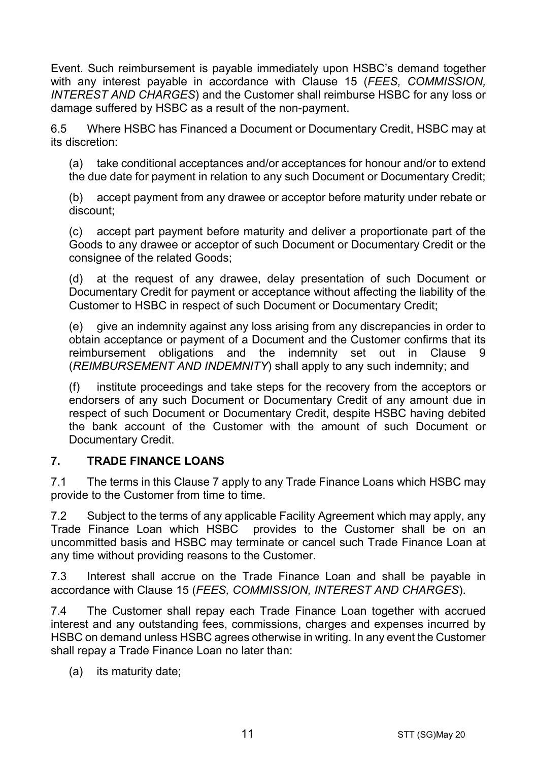Event. Such reimbursement is payable immediately upon HSBC's demand together with any interest payable in accordance with Clause 15 (*FEES, COMMISSION, INTEREST AND CHARGES*) and the Customer shall reimburse HSBC for any loss or damage suffered by HSBC as a result of the non-payment.

6.5 Where HSBC has Financed a Document or Documentary Credit, HSBC may at its discretion:

(a) take conditional acceptances and/or acceptances for honour and/or to extend the due date for payment in relation to any such Document or Documentary Credit;

(b) accept payment from any drawee or acceptor before maturity under rebate or discount;

(c) accept part payment before maturity and deliver a proportionate part of the Goods to any drawee or acceptor of such Document or Documentary Credit or the consignee of the related Goods;

(d) at the request of any drawee, delay presentation of such Document or Documentary Credit for payment or acceptance without affecting the liability of the Customer to HSBC in respect of such Document or Documentary Credit;

(e) give an indemnity against any loss arising from any discrepancies in order to obtain acceptance or payment of a Document and the Customer confirms that its reimbursement obligations and the indemnity set out in Clause 9 (*REIMBURSEMENT AND INDEMNITY*) shall apply to any such indemnity; and

(f) institute proceedings and take steps for the recovery from the acceptors or endorsers of any such Document or Documentary Credit of any amount due in respect of such Document or Documentary Credit, despite HSBC having debited the bank account of the Customer with the amount of such Document or Documentary Credit.

## 7. TRADE FINANCE LOANS

7.1 The terms in this Clause 7 apply to any Trade Finance Loans which HSBC may provide to the Customer from time to time.

7.2 Subject to the terms of any applicable Facility Agreement which may apply, any Trade Finance Loan which HSBC provides to the Customer shall be on an uncommitted basis and HSBC may terminate or cancel such Trade Finance Loan at any time without providing reasons to the Customer.

7.3 Interest shall accrue on the Trade Finance Loan and shall be payable in accordance with Clause 15 (*FEES, COMMISSION, INTEREST AND CHARGES*).

7.4 The Customer shall repay each Trade Finance Loan together with accrued interest and any outstanding fees, commissions, charges and expenses incurred by HSBC on demand unless HSBC agrees otherwise in writing. In any event the Customer shall repay a Trade Finance Loan no later than:

(a) its maturity date;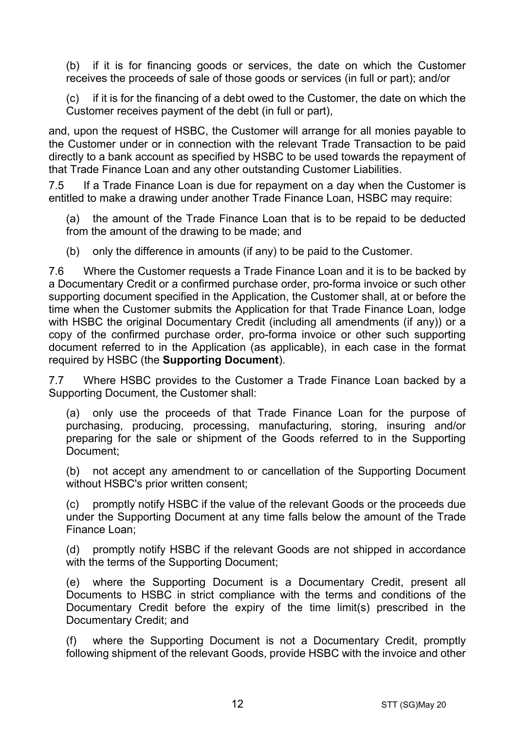(b) if it is for financing goods or services, the date on which the Customer receives the proceeds of sale of those goods or services (in full or part); and/or

(c) if it is for the financing of a debt owed to the Customer, the date on which the Customer receives payment of the debt (in full or part),

and, upon the request of HSBC, the Customer will arrange for all monies payable to the Customer under or in connection with the relevant Trade Transaction to be paid directly to a bank account as specified by HSBC to be used towards the repayment of that Trade Finance Loan and any other outstanding Customer Liabilities.

7.5 If a Trade Finance Loan is due for repayment on a day when the Customer is entitled to make a drawing under another Trade Finance Loan, HSBC may require:

(a) the amount of the Trade Finance Loan that is to be repaid to be deducted from the amount of the drawing to be made; and

(b) only the difference in amounts (if any) to be paid to the Customer.

7.6 Where the Customer requests a Trade Finance Loan and it is to be backed by a Documentary Credit or a confirmed purchase order, pro-forma invoice or such other supporting document specified in the Application, the Customer shall, at or before the time when the Customer submits the Application for that Trade Finance Loan, lodge with HSBC the original Documentary Credit (including all amendments (if any)) or a copy of the confirmed purchase order, pro-forma invoice or other such supporting document referred to in the Application (as applicable), in each case in the format required by HSBC (the **Supporting Document**).

7.7 Where HSBC provides to the Customer a Trade Finance Loan backed by a Supporting Document, the Customer shall:

(a) only use the proceeds of that Trade Finance Loan for the purpose of purchasing, producing, processing, manufacturing, storing, insuring and/or preparing for the sale or shipment of the Goods referred to in the Supporting Document;

(b) not accept any amendment to or cancellation of the Supporting Document without HSBC's prior written consent;

(c) promptly notify HSBC if the value of the relevant Goods or the proceeds due under the Supporting Document at any time falls below the amount of the Trade Finance Loan;

(d) promptly notify HSBC if the relevant Goods are not shipped in accordance with the terms of the Supporting Document;

(e) where the Supporting Document is a Documentary Credit, present all Documents to HSBC in strict compliance with the terms and conditions of the Documentary Credit before the expiry of the time limit(s) prescribed in the Documentary Credit; and

(f) where the Supporting Document is not a Documentary Credit, promptly following shipment of the relevant Goods, provide HSBC with the invoice and other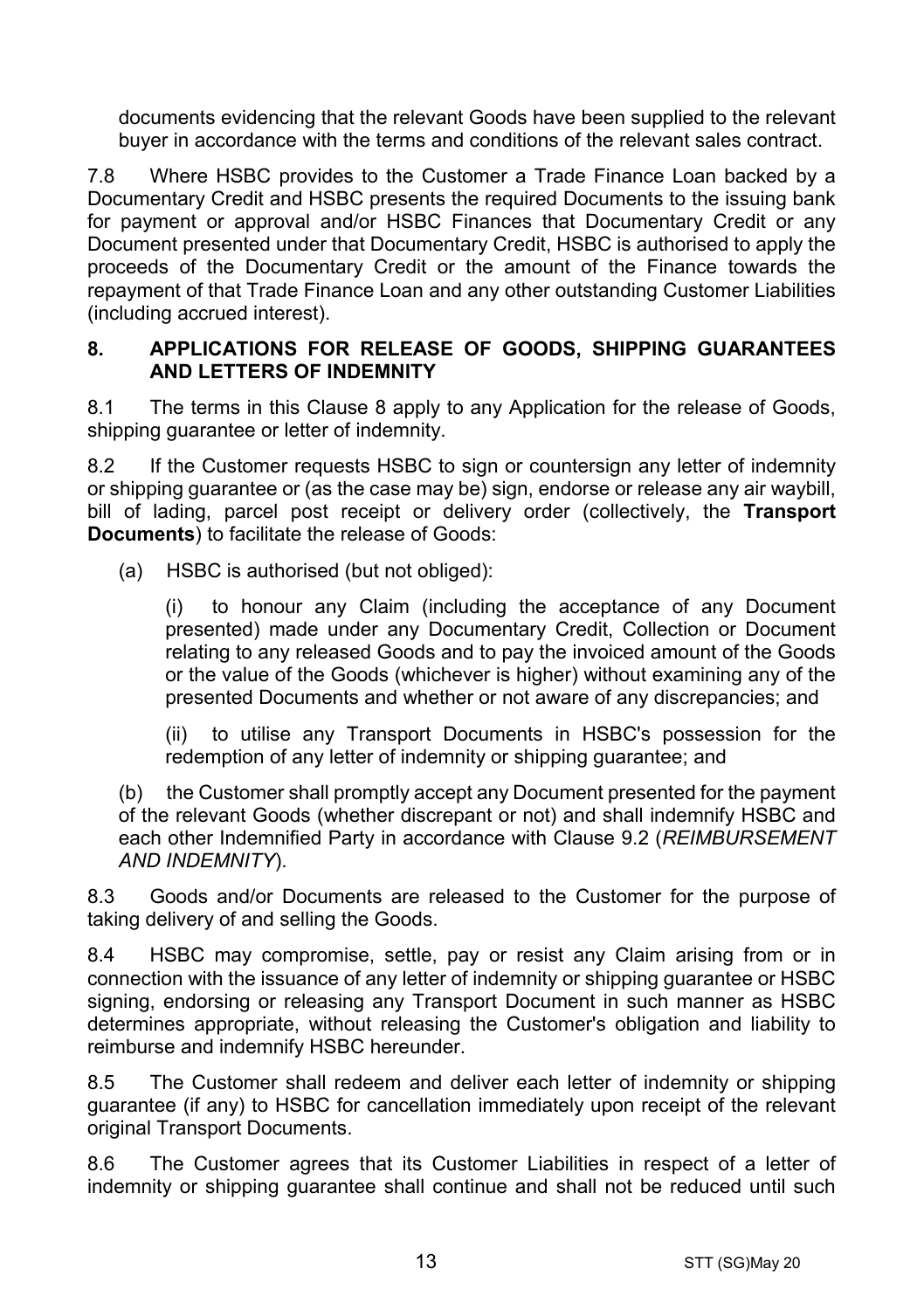documents evidencing that the relevant Goods have been supplied to the relevant buyer in accordance with the terms and conditions of the relevant sales contract.

7.8 Where HSBC provides to the Customer a Trade Finance Loan backed by a Documentary Credit and HSBC presents the required Documents to the issuing bank for payment or approval and/or HSBC Finances that Documentary Credit or any Document presented under that Documentary Credit, HSBC is authorised to apply the proceeds of the Documentary Credit or the amount of the Finance towards the repayment of that Trade Finance Loan and any other outstanding Customer Liabilities (including accrued interest).

## 8. APPLICATIONS FOR RELEASE OF GOODS, SHIPPING GUARANTEES AND LETTERS OF INDEMNITY

8.1 The terms in this Clause 8 apply to any Application for the release of Goods, shipping guarantee or letter of indemnity.

8.2 If the Customer requests HSBC to sign or countersign any letter of indemnity or shipping guarantee or (as the case may be) sign, endorse or release any air waybill, bill of lading, parcel post receipt or delivery order (collectively, the **Transport Documents**) to facilitate the release of Goods:

(a) HSBC is authorised (but not obliged):

(i) to honour any Claim (including the acceptance of any Document presented) made under any Documentary Credit, Collection or Document relating to any released Goods and to pay the invoiced amount of the Goods or the value of the Goods (whichever is higher) without examining any of the presented Documents and whether or not aware of any discrepancies; and

(ii) to utilise any Transport Documents in HSBC's possession for the redemption of any letter of indemnity or shipping guarantee; and

(b) the Customer shall promptly accept any Document presented for the payment of the relevant Goods (whether discrepant or not) and shall indemnify HSBC and each other Indemnified Party in accordance with Clause 9.2 (*REIMBURSEMENT AND INDEMNITY*).

8.3 Goods and/or Documents are released to the Customer for the purpose of taking delivery of and selling the Goods.

8.4 HSBC may compromise, settle, pay or resist any Claim arising from or in connection with the issuance of any letter of indemnity or shipping guarantee or HSBC signing, endorsing or releasing any Transport Document in such manner as HSBC determines appropriate, without releasing the Customer's obligation and liability to reimburse and indemnify HSBC hereunder.

8.5 The Customer shall redeem and deliver each letter of indemnity or shipping guarantee (if any) to HSBC for cancellation immediately upon receipt of the relevant original Transport Documents.

8.6 The Customer agrees that its Customer Liabilities in respect of a letter of indemnity or shipping guarantee shall continue and shall not be reduced until such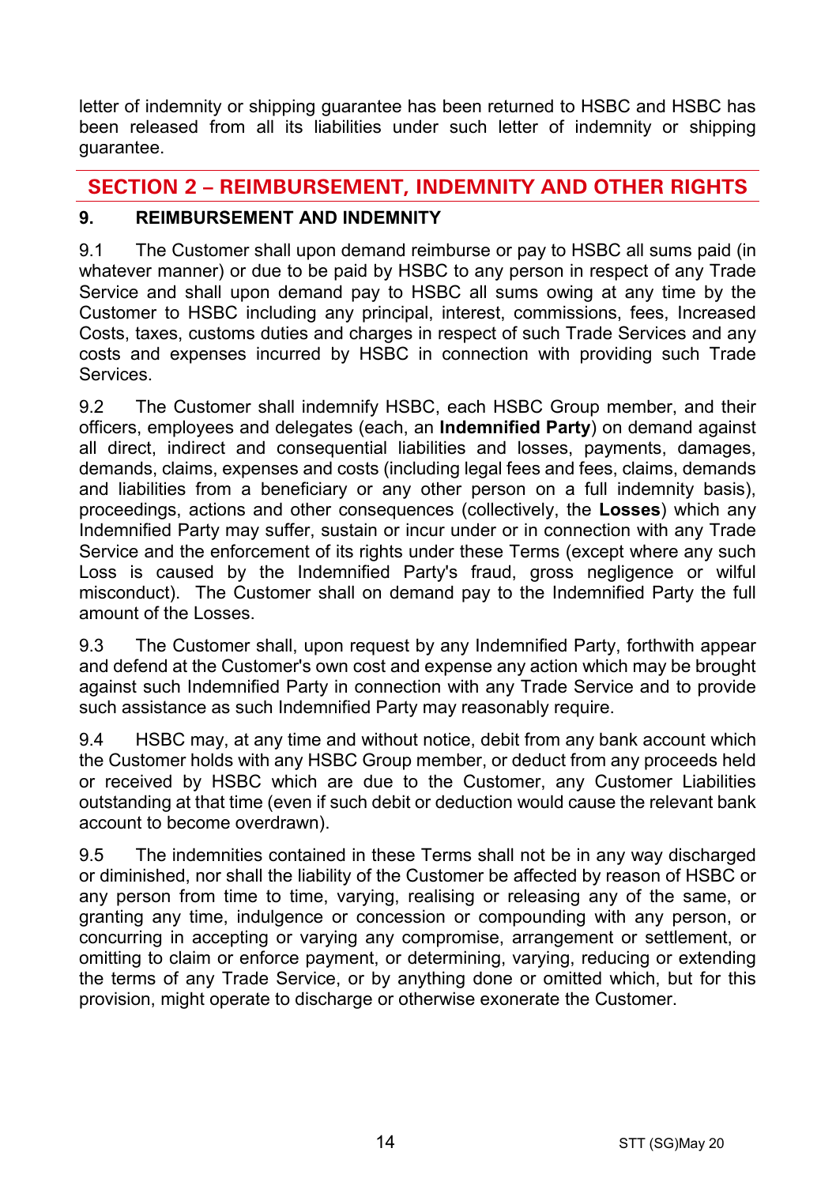letter of indemnity or shipping guarantee has been returned to HSBC and HSBC has been released from all its liabilities under such letter of indemnity or shipping guarantee.

## SECTION 2 – REIMBURSEMENT, INDEMNITY AND OTHER RIGHTS

### 9. REIMBURSEMENT AND INDEMNITY

9.1 The Customer shall upon demand reimburse or pay to HSBC all sums paid (in whatever manner) or due to be paid by HSBC to any person in respect of any Trade Service and shall upon demand pay to HSBC all sums owing at any time by the Customer to HSBC including any principal, interest, commissions, fees, Increased Costs, taxes, customs duties and charges in respect of such Trade Services and any costs and expenses incurred by HSBC in connection with providing such Trade Services.

9.2 The Customer shall indemnify HSBC, each HSBC Group member, and their officers, employees and delegates (each, an **Indemnified Party**) on demand against all direct, indirect and consequential liabilities and losses, payments, damages, demands, claims, expenses and costs (including legal fees and fees, claims, demands and liabilities from a beneficiary or any other person on a full indemnity basis), proceedings, actions and other consequences (collectively, the **Losses**) which any Indemnified Party may suffer, sustain or incur under or in connection with any Trade Service and the enforcement of its rights under these Terms (except where any such Loss is caused by the Indemnified Party's fraud, gross negligence or wilful misconduct). The Customer shall on demand pay to the Indemnified Party the full amount of the Losses.

9.3 The Customer shall, upon request by any Indemnified Party, forthwith appear and defend at the Customer's own cost and expense any action which may be brought against such Indemnified Party in connection with any Trade Service and to provide such assistance as such Indemnified Party may reasonably require.

9.4 HSBC may, at any time and without notice, debit from any bank account which the Customer holds with any HSBC Group member, or deduct from any proceeds held or received by HSBC which are due to the Customer, any Customer Liabilities outstanding at that time (even if such debit or deduction would cause the relevant bank account to become overdrawn).

9.5 The indemnities contained in these Terms shall not be in any way discharged or diminished, nor shall the liability of the Customer be affected by reason of HSBC or any person from time to time, varying, realising or releasing any of the same, or granting any time, indulgence or concession or compounding with any person, or concurring in accepting or varying any compromise, arrangement or settlement, or omitting to claim or enforce payment, or determining, varying, reducing or extending the terms of any Trade Service, or by anything done or omitted which, but for this provision, might operate to discharge or otherwise exonerate the Customer.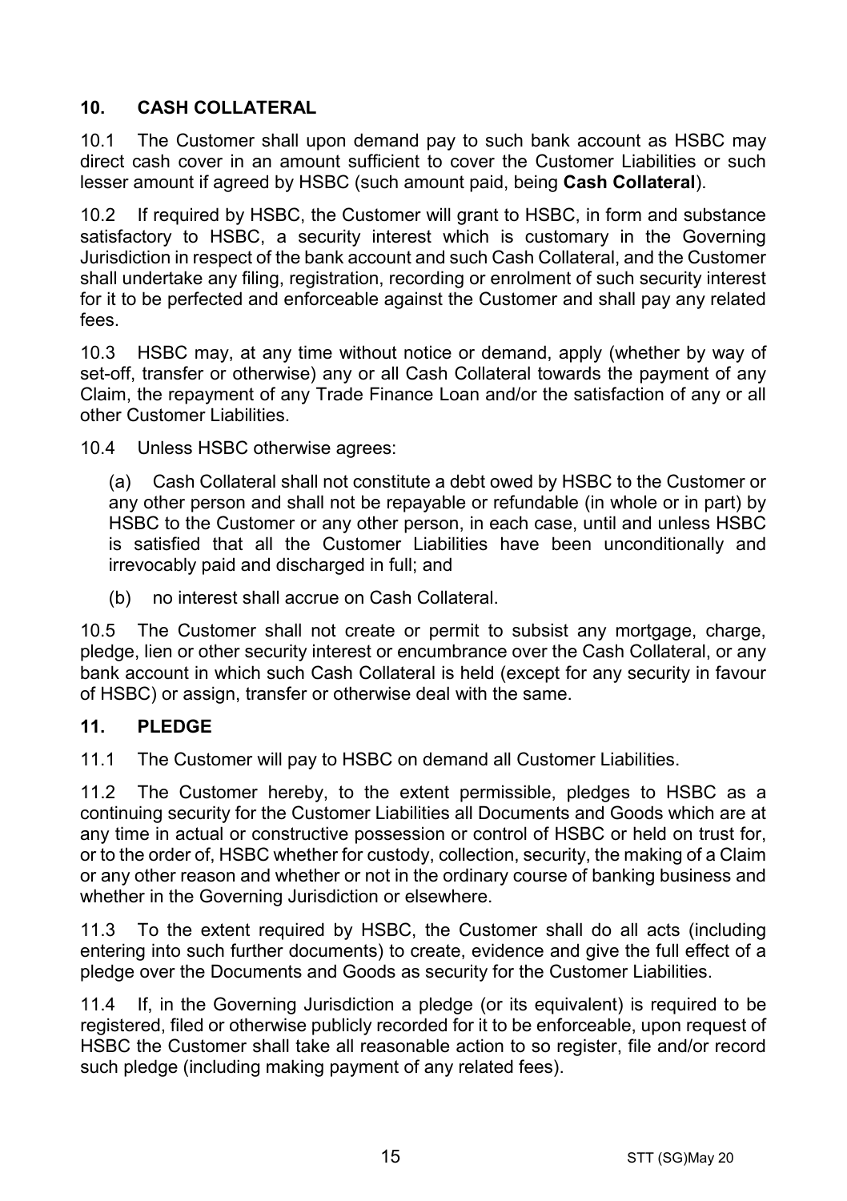## 10. CASH COLLATERAL

10.1 The Customer shall upon demand pay to such bank account as HSBC may direct cash cover in an amount sufficient to cover the Customer Liabilities or such lesser amount if agreed by HSBC (such amount paid, being **Cash Collateral**).

10.2 If required by HSBC, the Customer will grant to HSBC, in form and substance satisfactory to HSBC, a security interest which is customary in the Governing Jurisdiction in respect of the bank account and such Cash Collateral, and the Customer shall undertake any filing, registration, recording or enrolment of such security interest for it to be perfected and enforceable against the Customer and shall pay any related fees.

10.3 HSBC may, at any time without notice or demand, apply (whether by way of set-off, transfer or otherwise) any or all Cash Collateral towards the payment of any Claim, the repayment of any Trade Finance Loan and/or the satisfaction of any or all other Customer Liabilities.

10.4 Unless HSBC otherwise agrees:

(a) Cash Collateral shall not constitute a debt owed by HSBC to the Customer or any other person and shall not be repayable or refundable (in whole or in part) by HSBC to the Customer or any other person, in each case, until and unless HSBC is satisfied that all the Customer Liabilities have been unconditionally and irrevocably paid and discharged in full; and

(b) no interest shall accrue on Cash Collateral.

10.5 The Customer shall not create or permit to subsist any mortgage, charge, pledge, lien or other security interest or encumbrance over the Cash Collateral, or any bank account in which such Cash Collateral is held (except for any security in favour of HSBC) or assign, transfer or otherwise deal with the same.

## 11. PLEDGE

11.1 The Customer will pay to HSBC on demand all Customer Liabilities.

11.2 The Customer hereby, to the extent permissible, pledges to HSBC as a continuing security for the Customer Liabilities all Documents and Goods which are at any time in actual or constructive possession or control of HSBC or held on trust for, or to the order of, HSBC whether for custody, collection, security, the making of a Claim or any other reason and whether or not in the ordinary course of banking business and whether in the Governing Jurisdiction or elsewhere.

11.3 To the extent required by HSBC, the Customer shall do all acts (including entering into such further documents) to create, evidence and give the full effect of a pledge over the Documents and Goods as security for the Customer Liabilities.

11.4 If, in the Governing Jurisdiction a pledge (or its equivalent) is required to be registered, filed or otherwise publicly recorded for it to be enforceable, upon request of HSBC the Customer shall take all reasonable action to so register, file and/or record such pledge (including making payment of any related fees).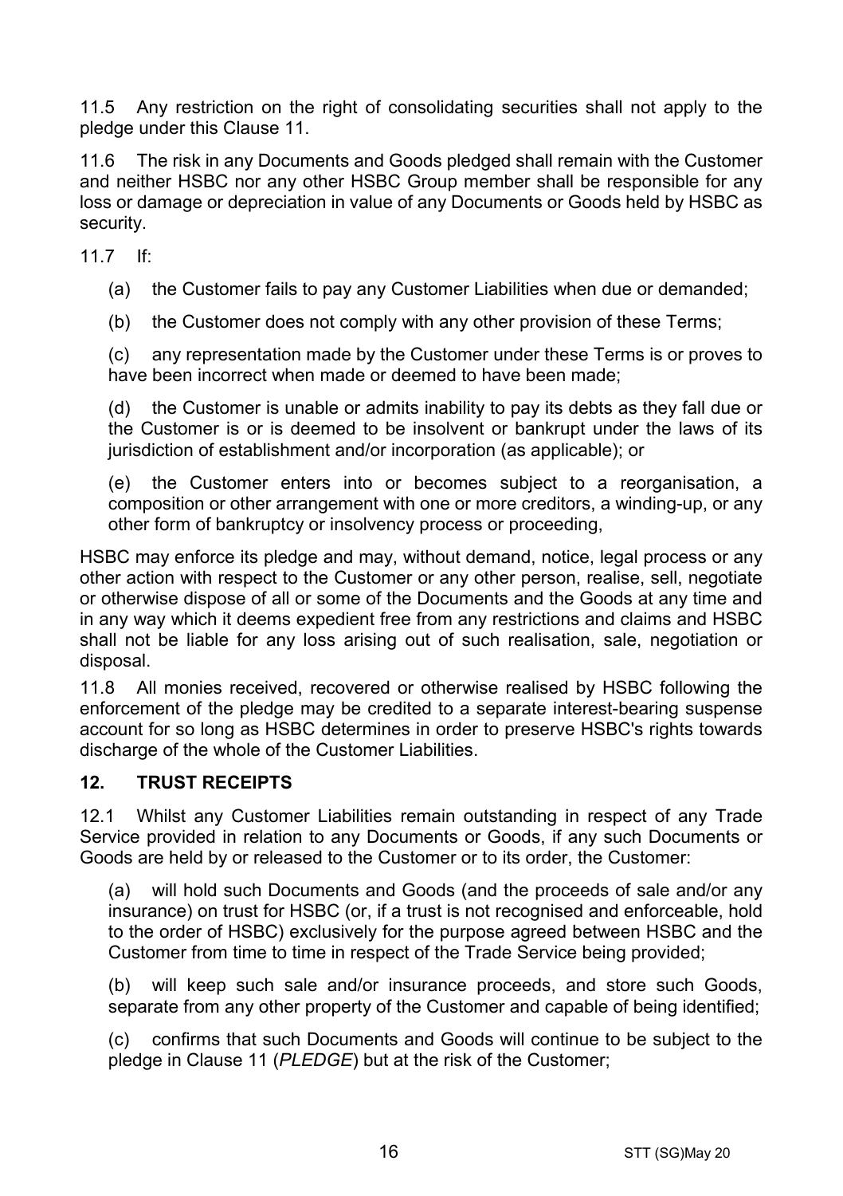11.5 Any restriction on the right of consolidating securities shall not apply to the pledge under this Clause 11.

11.6 The risk in any Documents and Goods pledged shall remain with the Customer and neither HSBC nor any other HSBC Group member shall be responsible for any loss or damage or depreciation in value of any Documents or Goods held by HSBC as security.

11.7 If:

(a) the Customer fails to pay any Customer Liabilities when due or demanded;

(b) the Customer does not comply with any other provision of these Terms;

(c) any representation made by the Customer under these Terms is or proves to have been incorrect when made or deemed to have been made;

(d) the Customer is unable or admits inability to pay its debts as they fall due or the Customer is or is deemed to be insolvent or bankrupt under the laws of its jurisdiction of establishment and/or incorporation (as applicable); or

(e) the Customer enters into or becomes subject to a reorganisation, a composition or other arrangement with one or more creditors, a winding-up, or any other form of bankruptcy or insolvency process or proceeding,

HSBC may enforce its pledge and may, without demand, notice, legal process or any other action with respect to the Customer or any other person, realise, sell, negotiate or otherwise dispose of all or some of the Documents and the Goods at any time and in any way which it deems expedient free from any restrictions and claims and HSBC shall not be liable for any loss arising out of such realisation, sale, negotiation or disposal.

11.8 All monies received, recovered or otherwise realised by HSBC following the enforcement of the pledge may be credited to a separate interest-bearing suspense account for so long as HSBC determines in order to preserve HSBC's rights towards discharge of the whole of the Customer Liabilities.

## 12. TRUST RECEIPTS

12.1 Whilst any Customer Liabilities remain outstanding in respect of any Trade Service provided in relation to any Documents or Goods, if any such Documents or Goods are held by or released to the Customer or to its order, the Customer:

(a) will hold such Documents and Goods (and the proceeds of sale and/or any insurance) on trust for HSBC (or, if a trust is not recognised and enforceable, hold to the order of HSBC) exclusively for the purpose agreed between HSBC and the Customer from time to time in respect of the Trade Service being provided;

(b) will keep such sale and/or insurance proceeds, and store such Goods, separate from any other property of the Customer and capable of being identified;

(c) confirms that such Documents and Goods will continue to be subject to the pledge in Clause 11 (*PLEDGE*) but at the risk of the Customer;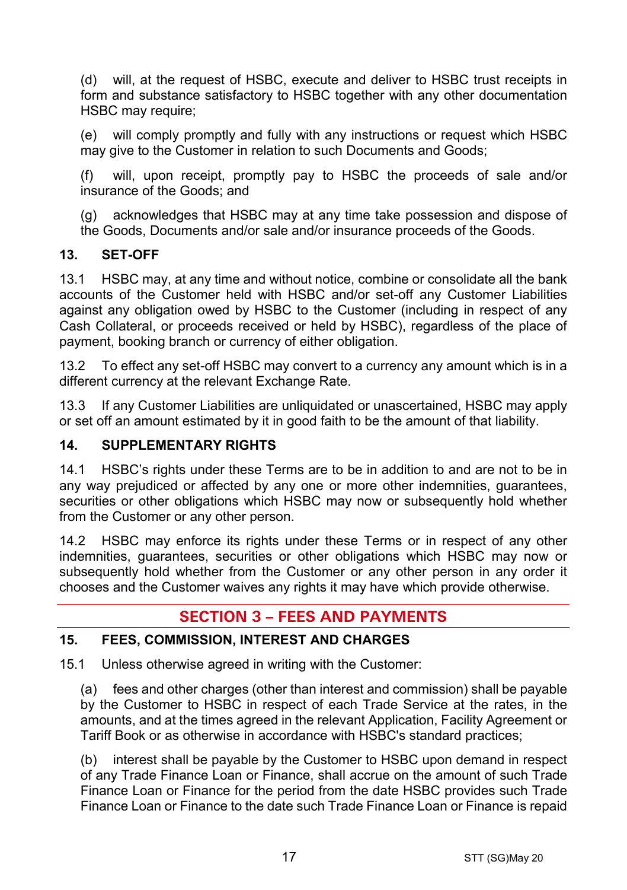(d) will, at the request of HSBC, execute and deliver to HSBC trust receipts in form and substance satisfactory to HSBC together with any other documentation HSBC may require;

(e) will comply promptly and fully with any instructions or request which HSBC may give to the Customer in relation to such Documents and Goods;

(f) will, upon receipt, promptly pay to HSBC the proceeds of sale and/or insurance of the Goods; and

(g) acknowledges that HSBC may at any time take possession and dispose of the Goods, Documents and/or sale and/or insurance proceeds of the Goods.

### 13. SET-OFF

13.1 HSBC may, at any time and without notice, combine or consolidate all the bank accounts of the Customer held with HSBC and/or set-off any Customer Liabilities against any obligation owed by HSBC to the Customer (including in respect of any Cash Collateral, or proceeds received or held by HSBC), regardless of the place of payment, booking branch or currency of either obligation.

13.2 To effect any set-off HSBC may convert to a currency any amount which is in a different currency at the relevant Exchange Rate.

13.3 If any Customer Liabilities are unliquidated or unascertained, HSBC may apply or set off an amount estimated by it in good faith to be the amount of that liability.

### 14. SUPPLEMENTARY RIGHTS

14.1 HSBC's rights under these Terms are to be in addition to and are not to be in any way prejudiced or affected by any one or more other indemnities, guarantees, securities or other obligations which HSBC may now or subsequently hold whether from the Customer or any other person.

14.2 HSBC may enforce its rights under these Terms or in respect of any other indemnities, guarantees, securities or other obligations which HSBC may now or subsequently hold whether from the Customer or any other person in any order it chooses and the Customer waives any rights it may have which provide otherwise.

## SECTION 3 – FEES AND PAYMENTS

### 15. FEES, COMMISSION, INTEREST AND CHARGES

15.1 Unless otherwise agreed in writing with the Customer:

(a) fees and other charges (other than interest and commission) shall be payable by the Customer to HSBC in respect of each Trade Service at the rates, in the amounts, and at the times agreed in the relevant Application, Facility Agreement or Tariff Book or as otherwise in accordance with HSBC's standard practices;

(b) interest shall be payable by the Customer to HSBC upon demand in respect of any Trade Finance Loan or Finance, shall accrue on the amount of such Trade Finance Loan or Finance for the period from the date HSBC provides such Trade Finance Loan or Finance to the date such Trade Finance Loan or Finance is repaid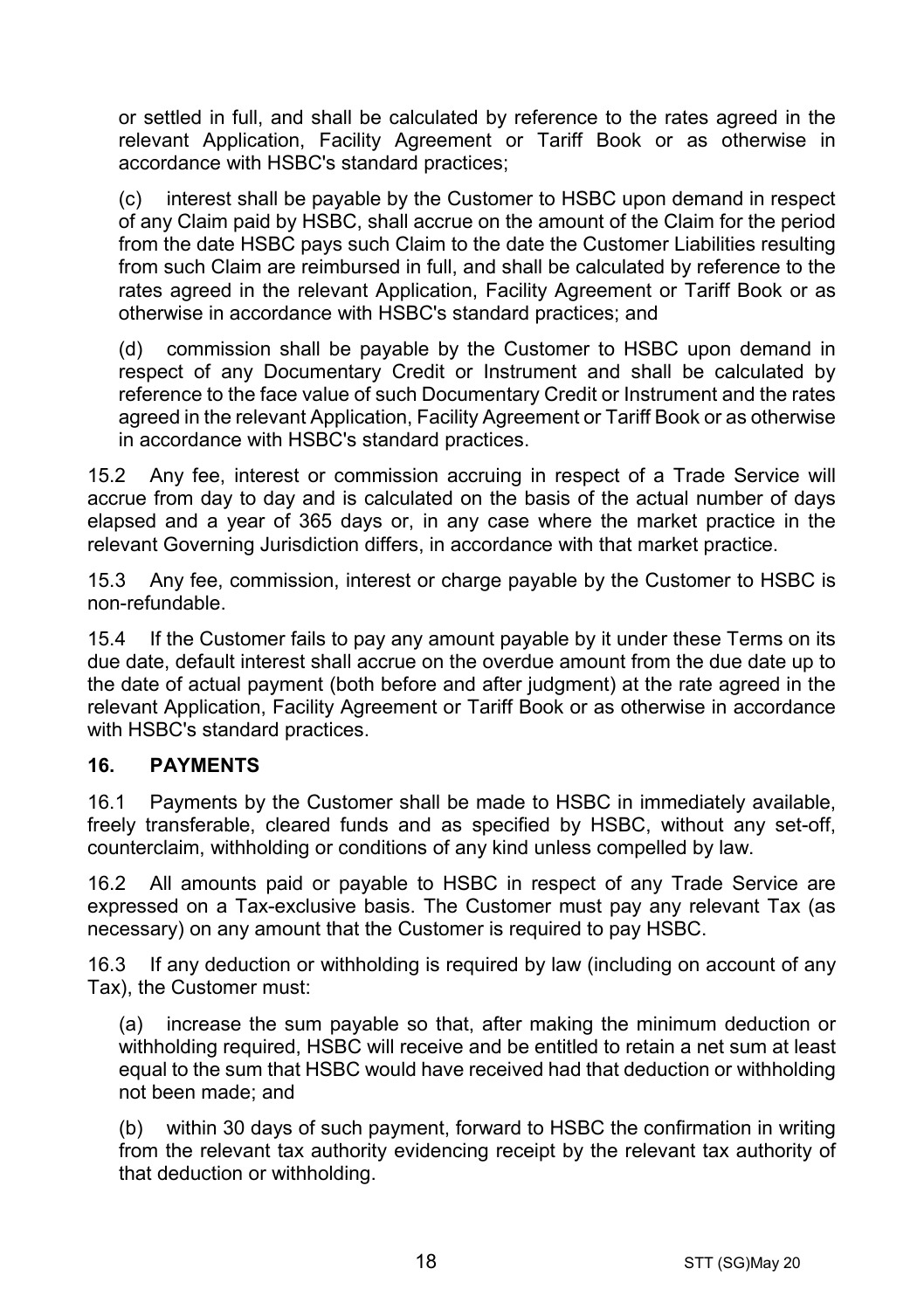or settled in full, and shall be calculated by reference to the rates agreed in the relevant Application, Facility Agreement or Tariff Book or as otherwise in accordance with HSBC's standard practices;

(c) interest shall be payable by the Customer to HSBC upon demand in respect of any Claim paid by HSBC, shall accrue on the amount of the Claim for the period from the date HSBC pays such Claim to the date the Customer Liabilities resulting from such Claim are reimbursed in full, and shall be calculated by reference to the rates agreed in the relevant Application, Facility Agreement or Tariff Book or as otherwise in accordance with HSBC's standard practices; and

(d) commission shall be payable by the Customer to HSBC upon demand in respect of any Documentary Credit or Instrument and shall be calculated by reference to the face value of such Documentary Credit or Instrument and the rates agreed in the relevant Application, Facility Agreement or Tariff Book or as otherwise in accordance with HSBC's standard practices.

15.2 Any fee, interest or commission accruing in respect of a Trade Service will accrue from day to day and is calculated on the basis of the actual number of days elapsed and a year of 365 days or, in any case where the market practice in the relevant Governing Jurisdiction differs, in accordance with that market practice.

15.3 Any fee, commission, interest or charge payable by the Customer to HSBC is non-refundable.

15.4 If the Customer fails to pay any amount payable by it under these Terms on its due date, default interest shall accrue on the overdue amount from the due date up to the date of actual payment (both before and after judgment) at the rate agreed in the relevant Application, Facility Agreement or Tariff Book or as otherwise in accordance with HSBC's standard practices.

## 16. PAYMENTS

16.1 Payments by the Customer shall be made to HSBC in immediately available, freely transferable, cleared funds and as specified by HSBC, without any set-off, counterclaim, withholding or conditions of any kind unless compelled by law.

16.2 All amounts paid or payable to HSBC in respect of any Trade Service are expressed on a Tax-exclusive basis. The Customer must pay any relevant Tax (as necessary) on any amount that the Customer is required to pay HSBC.

16.3 If any deduction or withholding is required by law (including on account of any Tax), the Customer must:

(a) increase the sum payable so that, after making the minimum deduction or withholding required, HSBC will receive and be entitled to retain a net sum at least equal to the sum that HSBC would have received had that deduction or withholding not been made; and

(b) within 30 days of such payment, forward to HSBC the confirmation in writing from the relevant tax authority evidencing receipt by the relevant tax authority of that deduction or withholding.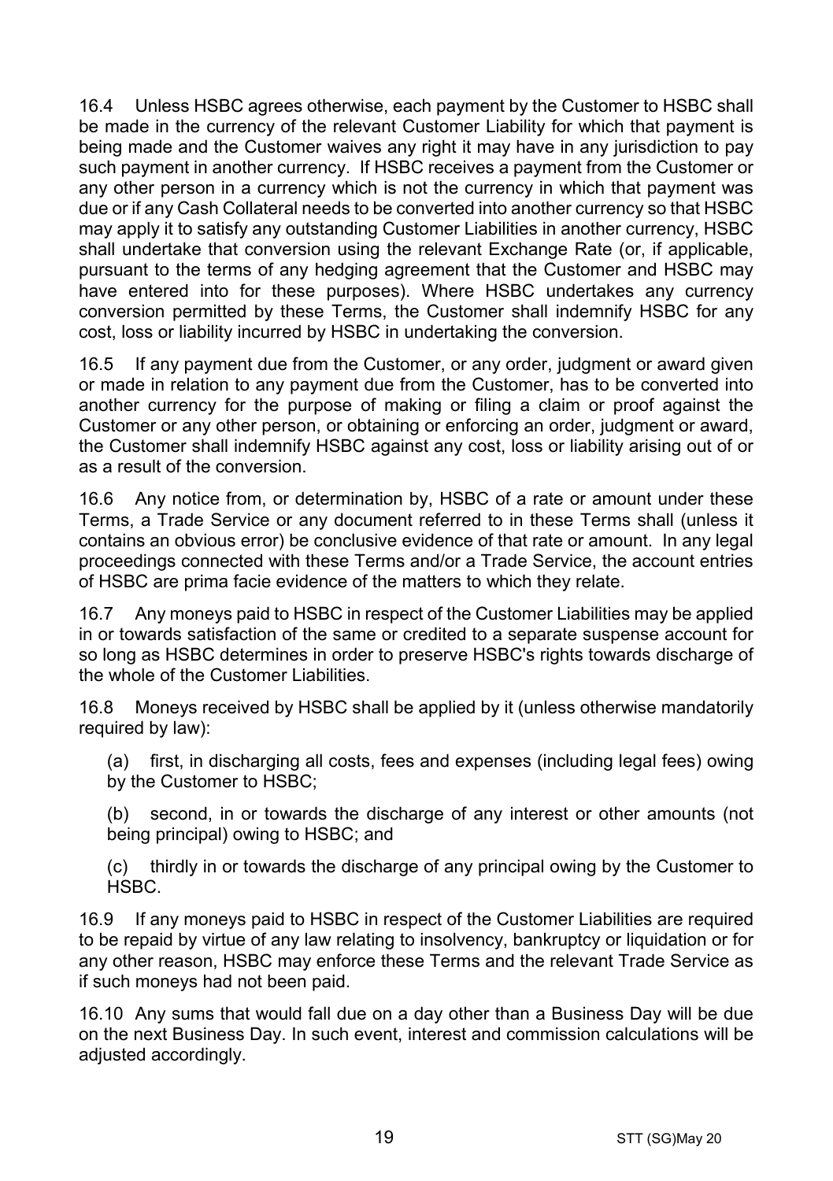16.4 Unless HSBC agrees otherwise, each payment by the Customer to HSBC shall be made in the currency of the relevant Customer Liability for which that payment is being made and the Customer waives any right it may have in any jurisdiction to pay such payment in another currency. If HSBC receives a payment from the Customer or any other person in a currency which is not the currency in which that payment was due or if any Cash Collateral needs to be converted into another currency so that HSBC may apply it to satisfy any outstanding Customer Liabilities in another currency, HSBC shall undertake that conversion using the relevant Exchange Rate (or, if applicable, pursuant to the terms of any hedging agreement that the Customer and HSBC may have entered into for these purposes). Where HSBC undertakes any currency conversion permitted by these Terms, the Customer shall indemnify HSBC for any cost, loss or liability incurred by HSBC in undertaking the conversion.

16.5 If any payment due from the Customer, or any order, judgment or award given or made in relation to any payment due from the Customer, has to be converted into another currency for the purpose of making or filing a claim or proof against the Customer or any other person, or obtaining or enforcing an order, judgment or award, the Customer shall indemnify HSBC against any cost, loss or liability arising out of or as a result of the conversion.

16.6 Any notice from, or determination by, HSBC of a rate or amount under these Terms, a Trade Service or any document referred to in these Terms shall (unless it contains an obvious error) be conclusive evidence of that rate or amount. In any legal proceedings connected with these Terms and/or a Trade Service, the account entries of HSBC are prima facie evidence of the matters to which they relate.

16.7 Any moneys paid to HSBC in respect of the Customer Liabilities may be applied in or towards satisfaction of the same or credited to a separate suspense account for so long as HSBC determines in order to preserve HSBC's rights towards discharge of the whole of the Customer Liabilities.

16.8 Moneys received by HSBC shall be applied by it (unless otherwise mandatorily required by law):

(a) first, in discharging all costs, fees and expenses (including legal fees) owing by the Customer to HSBC;

(b) second, in or towards the discharge of any interest or other amounts (not being principal) owing to HSBC; and

(c) thirdly in or towards the discharge of any principal owing by the Customer to HSBC.

16.9 If any moneys paid to HSBC in respect of the Customer Liabilities are required to be repaid by virtue of any law relating to insolvency, bankruptcy or liquidation or for any other reason, HSBC may enforce these Terms and the relevant Trade Service as if such moneys had not been paid.

16.10 Any sums that would fall due on a day other than a Business Day will be due on the next Business Day. In such event, interest and commission calculations will be adjusted accordingly.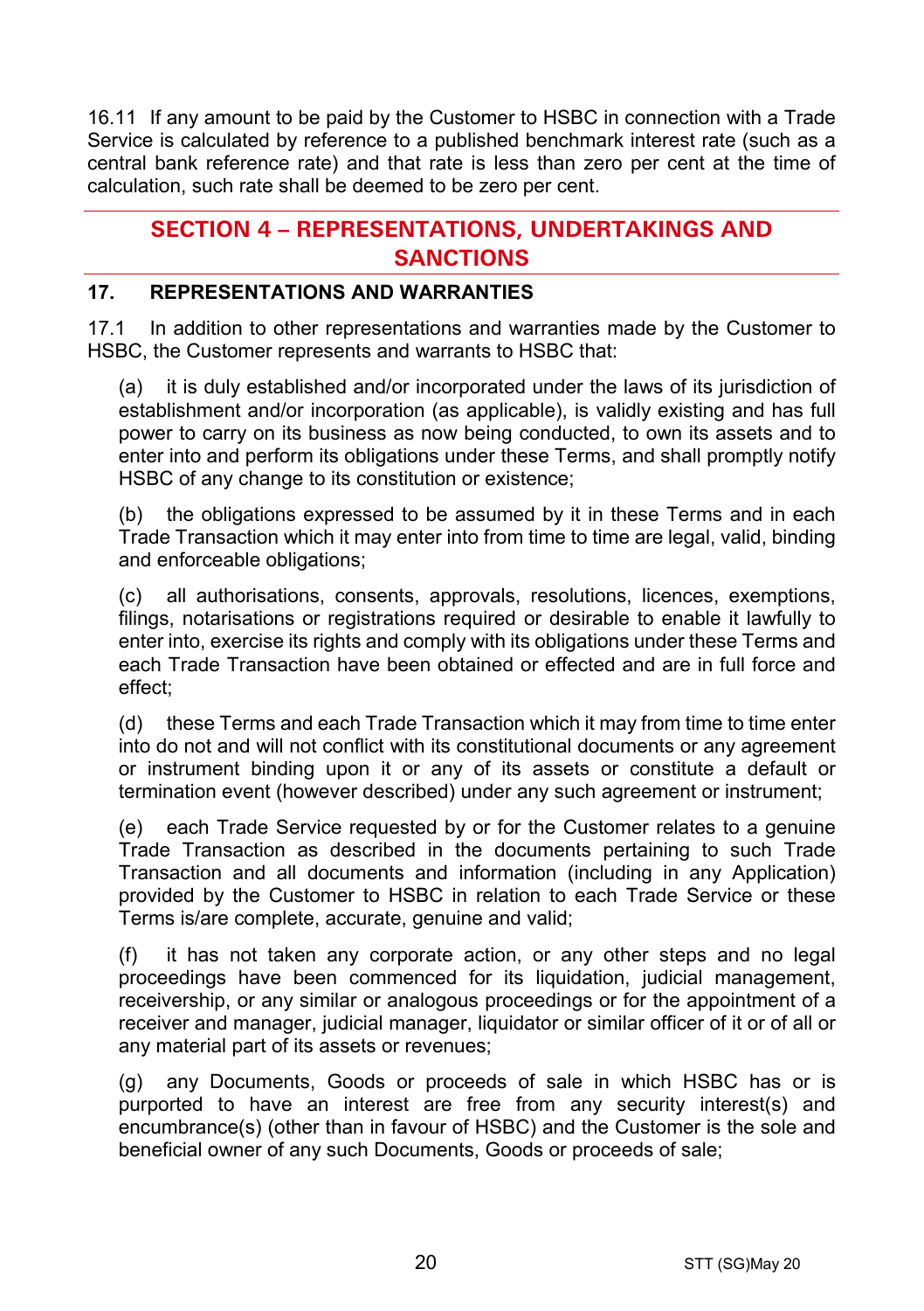16.11 If any amount to be paid by the Customer to HSBC in connection with a Trade Service is calculated by reference to a published benchmark interest rate (such as a central bank reference rate) and that rate is less than zero per cent at the time of calculation, such rate shall be deemed to be zero per cent.

## SECTION 4 – REPRESENTATIONS, UNDERTAKINGS AND SANCTIONS

### 17. REPRESENTATIONS AND WARRANTIES

17.1 In addition to other representations and warranties made by the Customer to HSBC, the Customer represents and warrants to HSBC that:

(a) it is duly established and/or incorporated under the laws of its jurisdiction of establishment and/or incorporation (as applicable), is validly existing and has full power to carry on its business as now being conducted, to own its assets and to enter into and perform its obligations under these Terms, and shall promptly notify HSBC of any change to its constitution or existence;

(b) the obligations expressed to be assumed by it in these Terms and in each Trade Transaction which it may enter into from time to time are legal, valid, binding and enforceable obligations;

(c) all authorisations, consents, approvals, resolutions, licences, exemptions, filings, notarisations or registrations required or desirable to enable it lawfully to enter into, exercise its rights and comply with its obligations under these Terms and each Trade Transaction have been obtained or effected and are in full force and effect;

(d) these Terms and each Trade Transaction which it may from time to time enter into do not and will not conflict with its constitutional documents or any agreement or instrument binding upon it or any of its assets or constitute a default or termination event (however described) under any such agreement or instrument;

(e) each Trade Service requested by or for the Customer relates to a genuine Trade Transaction as described in the documents pertaining to such Trade Transaction and all documents and information (including in any Application) provided by the Customer to HSBC in relation to each Trade Service or these Terms is/are complete, accurate, genuine and valid;

(f) it has not taken any corporate action, or any other steps and no legal proceedings have been commenced for its liquidation, judicial management, receivership, or any similar or analogous proceedings or for the appointment of a receiver and manager, judicial manager, liquidator or similar officer of it or of all or any material part of its assets or revenues;

(g) any Documents, Goods or proceeds of sale in which HSBC has or is purported to have an interest are free from any security interest(s) and encumbrance(s) (other than in favour of HSBC) and the Customer is the sole and beneficial owner of any such Documents, Goods or proceeds of sale;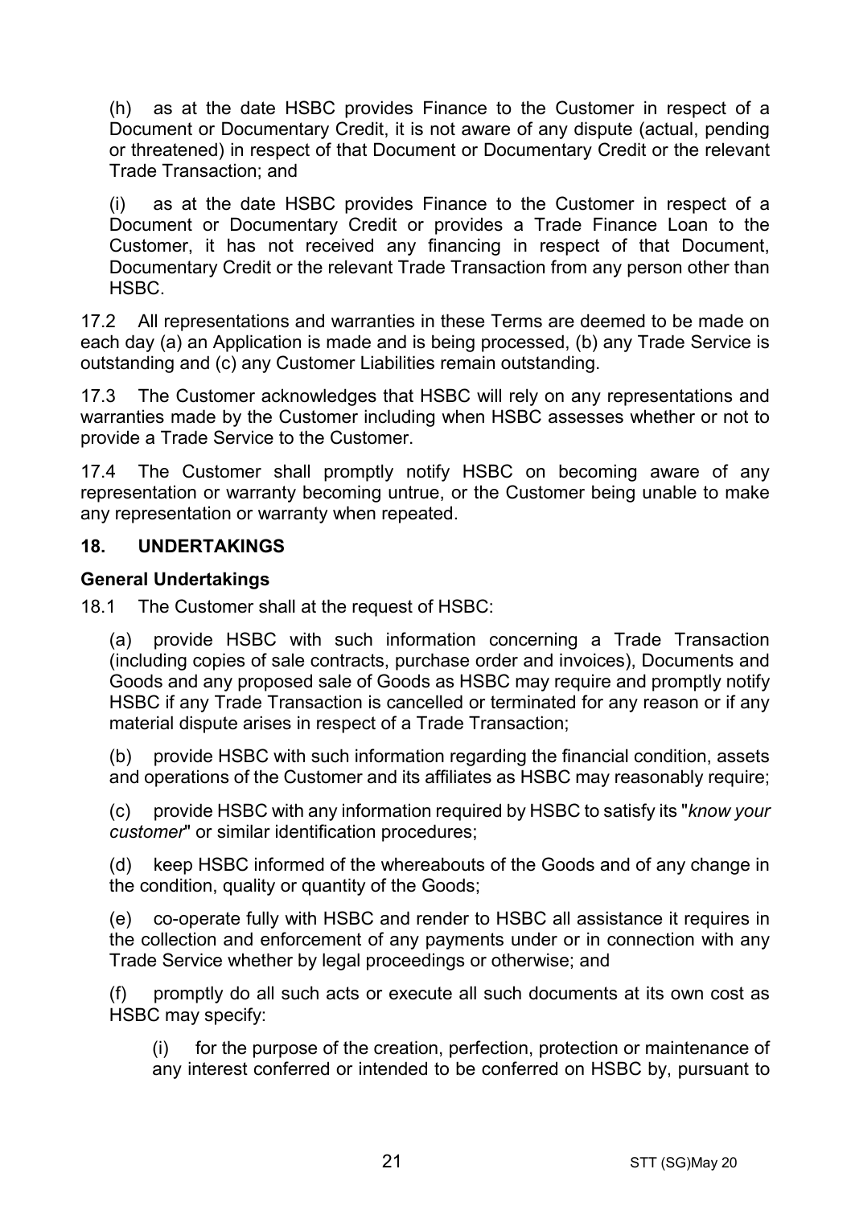(h) as at the date HSBC provides Finance to the Customer in respect of a Document or Documentary Credit, it is not aware of any dispute (actual, pending or threatened) in respect of that Document or Documentary Credit or the relevant Trade Transaction; and

(i) as at the date HSBC provides Finance to the Customer in respect of a Document or Documentary Credit or provides a Trade Finance Loan to the Customer, it has not received any financing in respect of that Document, Documentary Credit or the relevant Trade Transaction from any person other than HSBC.

17.2 All representations and warranties in these Terms are deemed to be made on each day (a) an Application is made and is being processed, (b) any Trade Service is outstanding and (c) any Customer Liabilities remain outstanding.

17.3 The Customer acknowledges that HSBC will rely on any representations and warranties made by the Customer including when HSBC assesses whether or not to provide a Trade Service to the Customer.

17.4 The Customer shall promptly notify HSBC on becoming aware of any representation or warranty becoming untrue, or the Customer being unable to make any representation or warranty when repeated.

## 18. UNDERTAKINGS

### General Undertakings

18.1 The Customer shall at the request of HSBC:

(a) provide HSBC with such information concerning a Trade Transaction (including copies of sale contracts, purchase order and invoices), Documents and Goods and any proposed sale of Goods as HSBC may require and promptly notify HSBC if any Trade Transaction is cancelled or terminated for any reason or if any material dispute arises in respect of a Trade Transaction;

(b) provide HSBC with such information regarding the financial condition, assets and operations of the Customer and its affiliates as HSBC may reasonably require;

(c) provide HSBC with any information required by HSBC to satisfy its "*know your customer*" or similar identification procedures;

(d) keep HSBC informed of the whereabouts of the Goods and of any change in the condition, quality or quantity of the Goods;

(e) co-operate fully with HSBC and render to HSBC all assistance it requires in the collection and enforcement of any payments under or in connection with any Trade Service whether by legal proceedings or otherwise; and

(f) promptly do all such acts or execute all such documents at its own cost as HSBC may specify:

(i) for the purpose of the creation, perfection, protection or maintenance of any interest conferred or intended to be conferred on HSBC by, pursuant to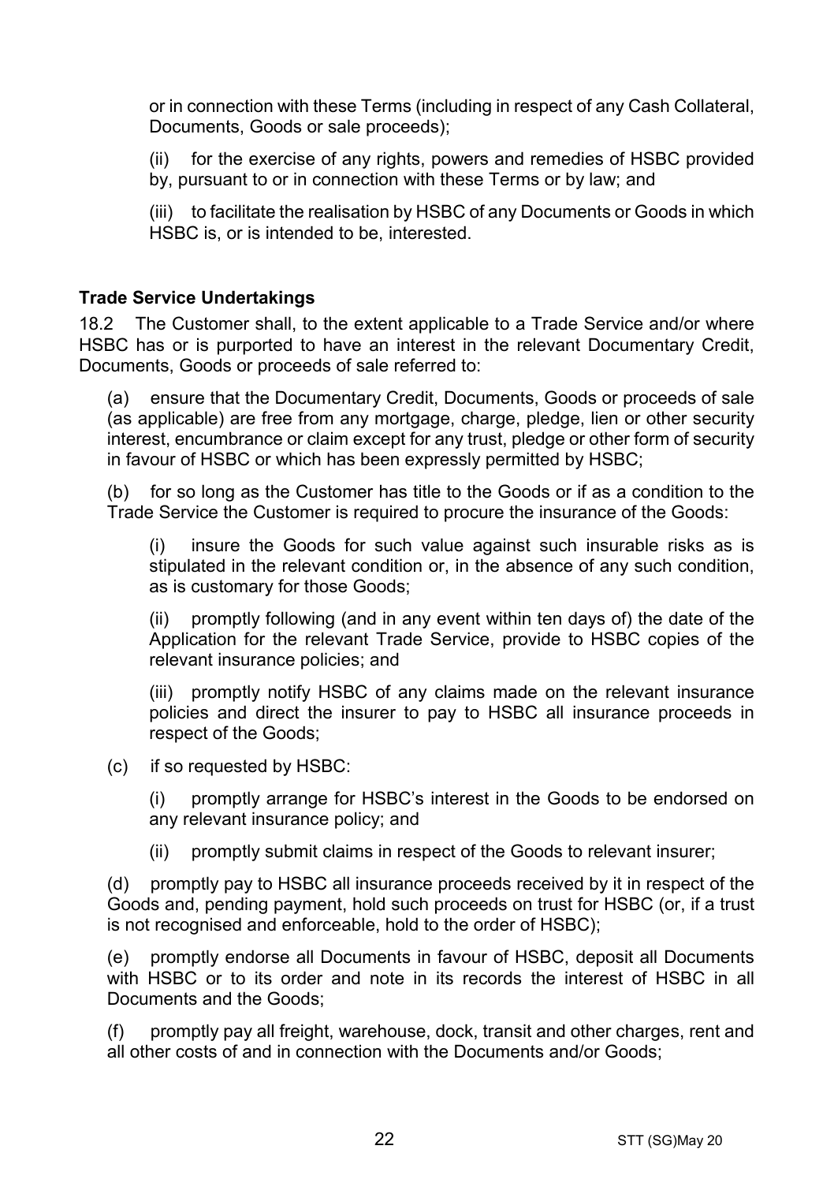or in connection with these Terms (including in respect of any Cash Collateral, Documents, Goods or sale proceeds);

(ii) for the exercise of any rights, powers and remedies of HSBC provided by, pursuant to or in connection with these Terms or by law; and

(iii) to facilitate the realisation by HSBC of any Documents or Goods in which HSBC is, or is intended to be, interested.

**Trade Service Undertakings**

18.2 The Customer shall, to the extent applicable to a Trade Service and/or where HSBC has or is purported to have an interest in the relevant Documentary Credit, Documents, Goods or proceeds of sale referred to:

(a) ensure that the Documentary Credit, Documents, Goods or proceeds of sale (as applicable) are free from any mortgage, charge, pledge, lien or other security interest, encumbrance or claim except for any trust, pledge or other form of security in favour of HSBC or which has been expressly permitted by HSBC;

(b) for so long as the Customer has title to the Goods or if as a condition to the Trade Service the Customer is required to procure the insurance of the Goods:

(i) insure the Goods for such value against such insurable risks as is stipulated in the relevant condition or, in the absence of any such condition, as is customary for those Goods;

(ii) promptly following (and in any event within ten days of) the date of the Application for the relevant Trade Service, provide to HSBC copies of the relevant insurance policies; and

(iii) promptly notify HSBC of any claims made on the relevant insurance policies and direct the insurer to pay to HSBC all insurance proceeds in respect of the Goods;

(c) if so requested by HSBC:

(i) promptly arrange for HSBC's interest in the Goods to be endorsed on any relevant insurance policy; and

(ii) promptly submit claims in respect of the Goods to relevant insurer;

(d) promptly pay to HSBC all insurance proceeds received by it in respect of the Goods and, pending payment, hold such proceeds on trust for HSBC (or, if a trust is not recognised and enforceable, hold to the order of HSBC);

(e) promptly endorse all Documents in favour of HSBC, deposit all Documents with HSBC or to its order and note in its records the interest of HSBC in all Documents and the Goods;

(f) promptly pay all freight, warehouse, dock, transit and other charges, rent and all other costs of and in connection with the Documents and/or Goods;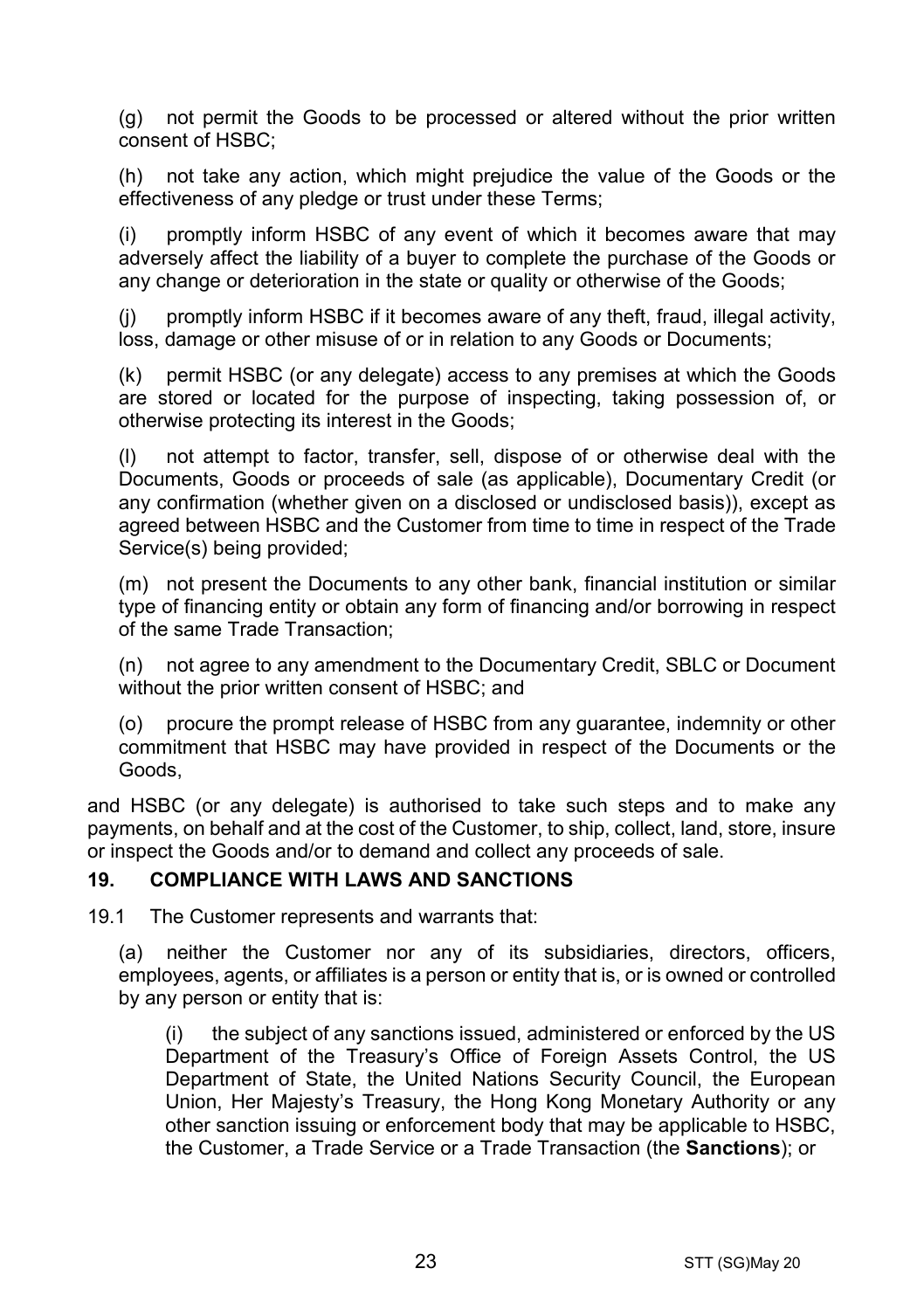(g) not permit the Goods to be processed or altered without the prior written consent of HSBC;

(h) not take any action, which might prejudice the value of the Goods or the effectiveness of any pledge or trust under these Terms;

(i) promptly inform HSBC of any event of which it becomes aware that may adversely affect the liability of a buyer to complete the purchase of the Goods or any change or deterioration in the state or quality or otherwise of the Goods;

(j) promptly inform HSBC if it becomes aware of any theft, fraud, illegal activity, loss, damage or other misuse of or in relation to any Goods or Documents;

(k) permit HSBC (or any delegate) access to any premises at which the Goods are stored or located for the purpose of inspecting, taking possession of, or otherwise protecting its interest in the Goods;

(l) not attempt to factor, transfer, sell, dispose of or otherwise deal with the Documents, Goods or proceeds of sale (as applicable), Documentary Credit (or any confirmation (whether given on a disclosed or undisclosed basis)), except as agreed between HSBC and the Customer from time to time in respect of the Trade Service(s) being provided;

(m) not present the Documents to any other bank, financial institution or similar type of financing entity or obtain any form of financing and/or borrowing in respect of the same Trade Transaction;

(n) not agree to any amendment to the Documentary Credit, SBLC or Document without the prior written consent of HSBC; and

(o) procure the prompt release of HSBC from any guarantee, indemnity or other commitment that HSBC may have provided in respect of the Documents or the Goods,

and HSBC (or any delegate) is authorised to take such steps and to make any payments, on behalf and at the cost of the Customer, to ship, collect, land, store, insure or inspect the Goods and/or to demand and collect any proceeds of sale.

## 19. COMPLIANCE WITH LAWS AND SANCTIONS

19.1 The Customer represents and warrants that:

(a) neither the Customer nor any of its subsidiaries, directors, officers, employees, agents, or affiliates is a person or entity that is, or is owned or controlled by any person or entity that is:

(i) the subject of any sanctions issued, administered or enforced by the US Department of the Treasury's Office of Foreign Assets Control, the US Department of State, the United Nations Security Council, the European Union, Her Majesty's Treasury, the Hong Kong Monetary Authority or any other sanction issuing or enforcement body that may be applicable to HSBC, the Customer, a Trade Service or a Trade Transaction (the **Sanctions**); or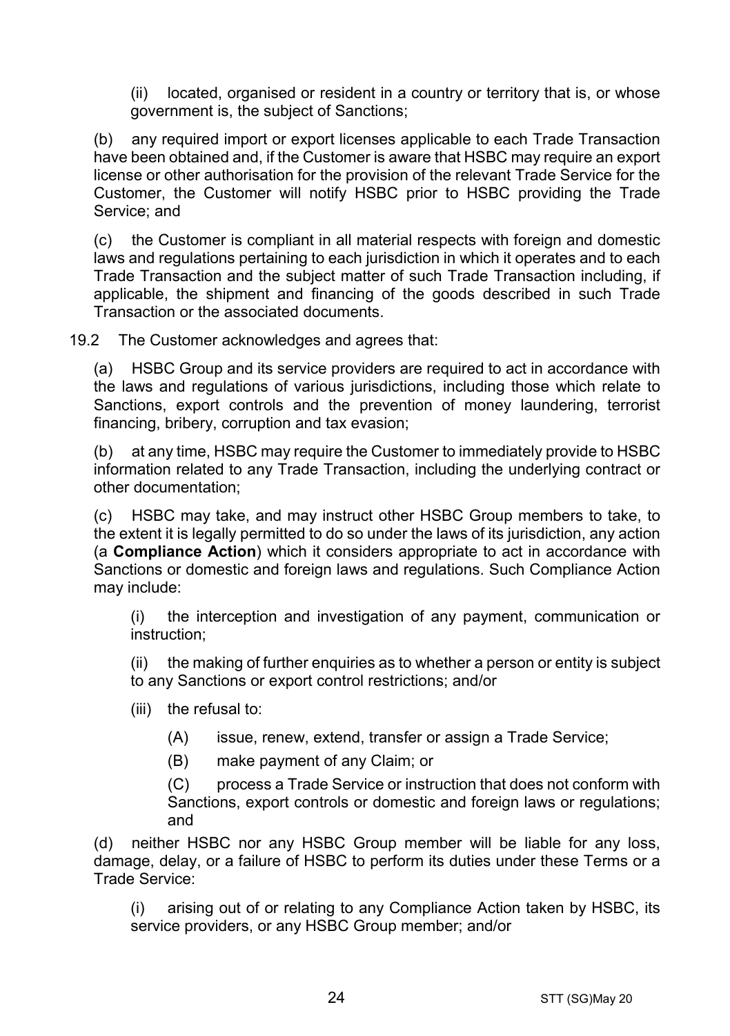(ii) located, organised or resident in a country or territory that is, or whose government is, the subject of Sanctions;

(b) any required import or export licenses applicable to each Trade Transaction have been obtained and, if the Customer is aware that HSBC may require an export license or other authorisation for the provision of the relevant Trade Service for the Customer, the Customer will notify HSBC prior to HSBC providing the Trade Service; and

(c) the Customer is compliant in all material respects with foreign and domestic laws and regulations pertaining to each jurisdiction in which it operates and to each Trade Transaction and the subject matter of such Trade Transaction including, if applicable, the shipment and financing of the goods described in such Trade Transaction or the associated documents.

19.2 The Customer acknowledges and agrees that:

(a) HSBC Group and its service providers are required to act in accordance with the laws and regulations of various jurisdictions, including those which relate to Sanctions, export controls and the prevention of money laundering, terrorist financing, bribery, corruption and tax evasion;

(b) at any time, HSBC may require the Customer to immediately provide to HSBC information related to any Trade Transaction, including the underlying contract or other documentation;

(c) HSBC may take, and may instruct other HSBC Group members to take, to the extent it is legally permitted to do so under the laws of its jurisdiction, any action (a **Compliance Action**) which it considers appropriate to act in accordance with Sanctions or domestic and foreign laws and regulations. Such Compliance Action may include:

(i) the interception and investigation of any payment, communication or instruction;

(ii) the making of further enquiries as to whether a person or entity is subject to any Sanctions or export control restrictions; and/or

(iii) the refusal to:

(A) issue, renew, extend, transfer or assign a Trade Service;

(B) make payment of any Claim; or

(C) process a Trade Service or instruction that does not conform with Sanctions, export controls or domestic and foreign laws or regulations; and

(d) neither HSBC nor any HSBC Group member will be liable for any loss, damage, delay, or a failure of HSBC to perform its duties under these Terms or a Trade Service:

(i) arising out of or relating to any Compliance Action taken by HSBC, its service providers, or any HSBC Group member; and/or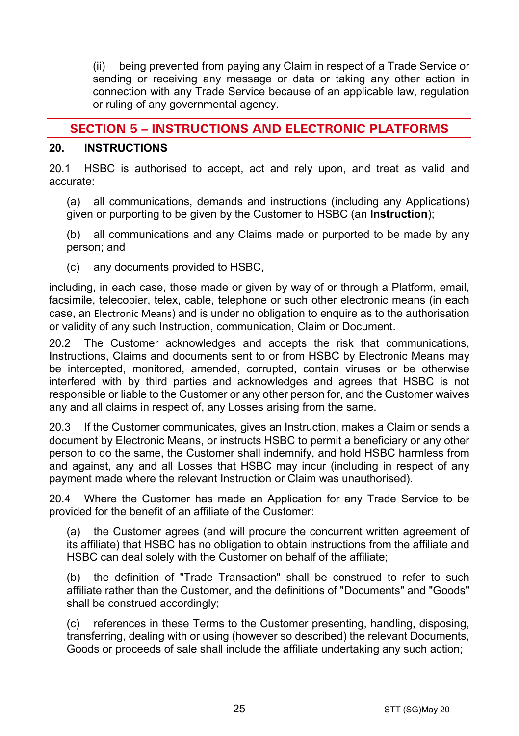(ii) being prevented from paying any Claim in respect of a Trade Service or sending or receiving any message or data or taking any other action in connection with any Trade Service because of an applicable law, regulation or ruling of any governmental agency.

## SECTION 5 – INSTRUCTIONS AND ELECTRONIC PLATFORMS

### 20. INSTRUCTIONS

20.1 HSBC is authorised to accept, act and rely upon, and treat as valid and accurate:

(a) all communications, demands and instructions (including any Applications) given or purporting to be given by the Customer to HSBC (an **Instruction**);

(b) all communications and any Claims made or purported to be made by any person; and

(c) any documents provided to HSBC,

including, in each case, those made or given by way of or through a Platform, email, facsimile, telecopier, telex, cable, telephone or such other electronic means (in each case, an Electronic Means) and is under no obligation to enquire as to the authorisation or validity of any such Instruction, communication, Claim or Document.

20.2 The Customer acknowledges and accepts the risk that communications, Instructions, Claims and documents sent to or from HSBC by Electronic Means may be intercepted, monitored, amended, corrupted, contain viruses or be otherwise interfered with by third parties and acknowledges and agrees that HSBC is not responsible or liable to the Customer or any other person for, and the Customer waives any and all claims in respect of, any Losses arising from the same.

20.3 If the Customer communicates, gives an Instruction, makes a Claim or sends a document by Electronic Means, or instructs HSBC to permit a beneficiary or any other person to do the same, the Customer shall indemnify, and hold HSBC harmless from and against, any and all Losses that HSBC may incur (including in respect of any payment made where the relevant Instruction or Claim was unauthorised).

20.4 Where the Customer has made an Application for any Trade Service to be provided for the benefit of an affiliate of the Customer:

(a) the Customer agrees (and will procure the concurrent written agreement of its affiliate) that HSBC has no obligation to obtain instructions from the affiliate and HSBC can deal solely with the Customer on behalf of the affiliate;

(b) the definition of "Trade Transaction" shall be construed to refer to such affiliate rather than the Customer, and the definitions of "Documents" and "Goods" shall be construed accordingly;

(c) references in these Terms to the Customer presenting, handling, disposing, transferring, dealing with or using (however so described) the relevant Documents, Goods or proceeds of sale shall include the affiliate undertaking any such action;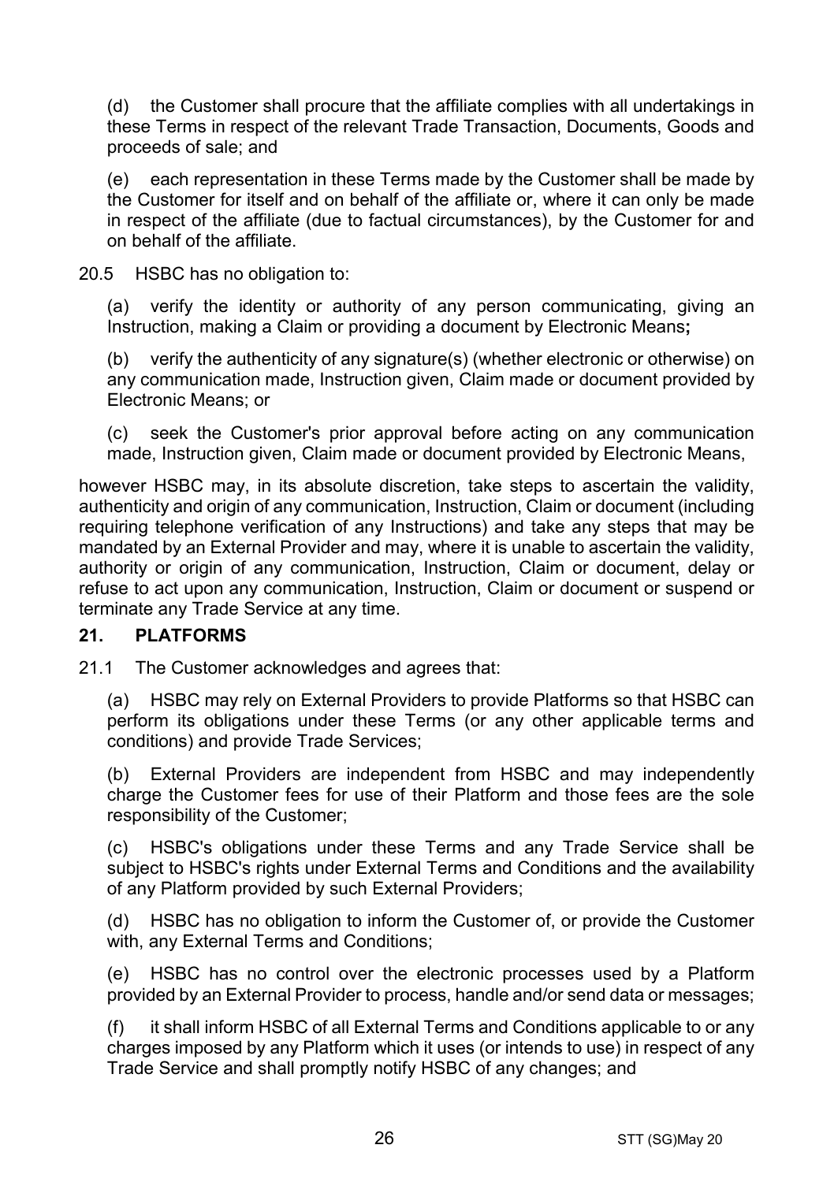(d) the Customer shall procure that the affiliate complies with all undertakings in these Terms in respect of the relevant Trade Transaction, Documents, Goods and proceeds of sale; and

(e) each representation in these Terms made by the Customer shall be made by the Customer for itself and on behalf of the affiliate or, where it can only be made in respect of the affiliate (due to factual circumstances), by the Customer for and on behalf of the affiliate.

20.5 HSBC has no obligation to:

(a) verify the identity or authority of any person communicating, giving an Instruction, making a Claim or providing a document by Electronic Means**;**

(b) verify the authenticity of any signature(s) (whether electronic or otherwise) on any communication made, Instruction given, Claim made or document provided by Electronic Means; or

(c) seek the Customer's prior approval before acting on any communication made, Instruction given, Claim made or document provided by Electronic Means,

however HSBC may, in its absolute discretion, take steps to ascertain the validity, authenticity and origin of any communication, Instruction, Claim or document (including requiring telephone verification of any Instructions) and take any steps that may be mandated by an External Provider and may, where it is unable to ascertain the validity, authority or origin of any communication, Instruction, Claim or document, delay or refuse to act upon any communication, Instruction, Claim or document or suspend or terminate any Trade Service at any time.

## 21. PLATFORMS

21.1 The Customer acknowledges and agrees that:

(a) HSBC may rely on External Providers to provide Platforms so that HSBC can perform its obligations under these Terms (or any other applicable terms and conditions) and provide Trade Services;

(b) External Providers are independent from HSBC and may independently charge the Customer fees for use of their Platform and those fees are the sole responsibility of the Customer;

(c) HSBC's obligations under these Terms and any Trade Service shall be subject to HSBC's rights under External Terms and Conditions and the availability of any Platform provided by such External Providers;

(d) HSBC has no obligation to inform the Customer of, or provide the Customer with, any External Terms and Conditions;

(e) HSBC has no control over the electronic processes used by a Platform provided by an External Provider to process, handle and/or send data or messages;

(f) it shall inform HSBC of all External Terms and Conditions applicable to or any charges imposed by any Platform which it uses (or intends to use) in respect of any Trade Service and shall promptly notify HSBC of any changes; and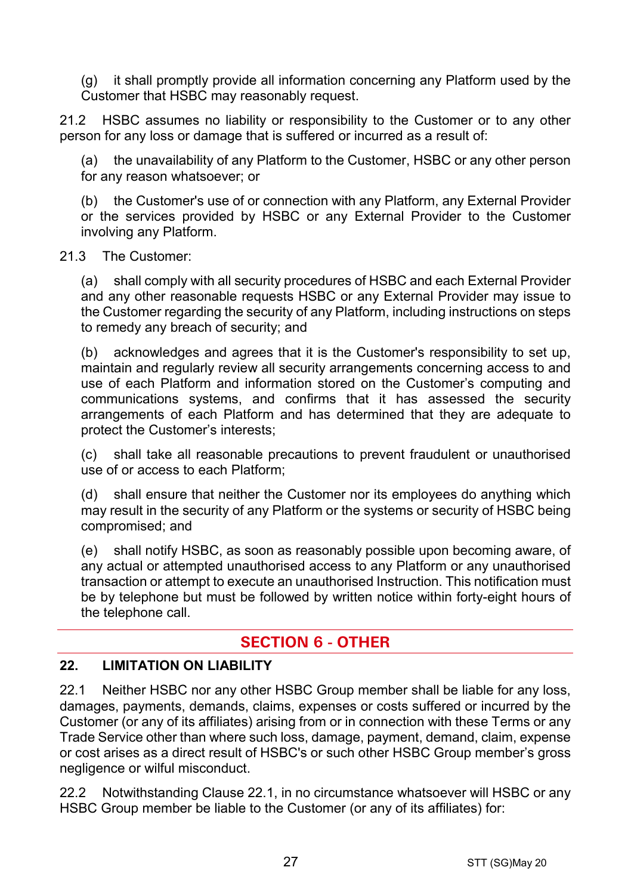(g) it shall promptly provide all information concerning any Platform used by the Customer that HSBC may reasonably request.

21.2 HSBC assumes no liability or responsibility to the Customer or to any other person for any loss or damage that is suffered or incurred as a result of:

(a) the unavailability of any Platform to the Customer, HSBC or any other person for any reason whatsoever; or

(b) the Customer's use of or connection with any Platform, any External Provider or the services provided by HSBC or any External Provider to the Customer involving any Platform.

21.3 The Customer:

(a) shall comply with all security procedures of HSBC and each External Provider and any other reasonable requests HSBC or any External Provider may issue to the Customer regarding the security of any Platform, including instructions on steps to remedy any breach of security; and

(b) acknowledges and agrees that it is the Customer's responsibility to set up, maintain and regularly review all security arrangements concerning access to and use of each Platform and information stored on the Customer's computing and communications systems, and confirms that it has assessed the security arrangements of each Platform and has determined that they are adequate to protect the Customer's interests;

(c) shall take all reasonable precautions to prevent fraudulent or unauthorised use of or access to each Platform;

(d) shall ensure that neither the Customer nor its employees do anything which may result in the security of any Platform or the systems or security of HSBC being compromised; and

(e) shall notify HSBC, as soon as reasonably possible upon becoming aware, of any actual or attempted unauthorised access to any Platform or any unauthorised transaction or attempt to execute an unauthorised Instruction. This notification must be by telephone but must be followed by written notice within forty-eight hours of the telephone call.

## SECTION 6 - OTHER

### 22. LIMITATION ON LIABILITY

22.1 Neither HSBC nor any other HSBC Group member shall be liable for any loss, damages, payments, demands, claims, expenses or costs suffered or incurred by the Customer (or any of its affiliates) arising from or in connection with these Terms or any Trade Service other than where such loss, damage, payment, demand, claim, expense or cost arises as a direct result of HSBC's or such other HSBC Group member's gross negligence or wilful misconduct.

22.2 Notwithstanding Clause 22.1, in no circumstance whatsoever will HSBC or any HSBC Group member be liable to the Customer (or any of its affiliates) for: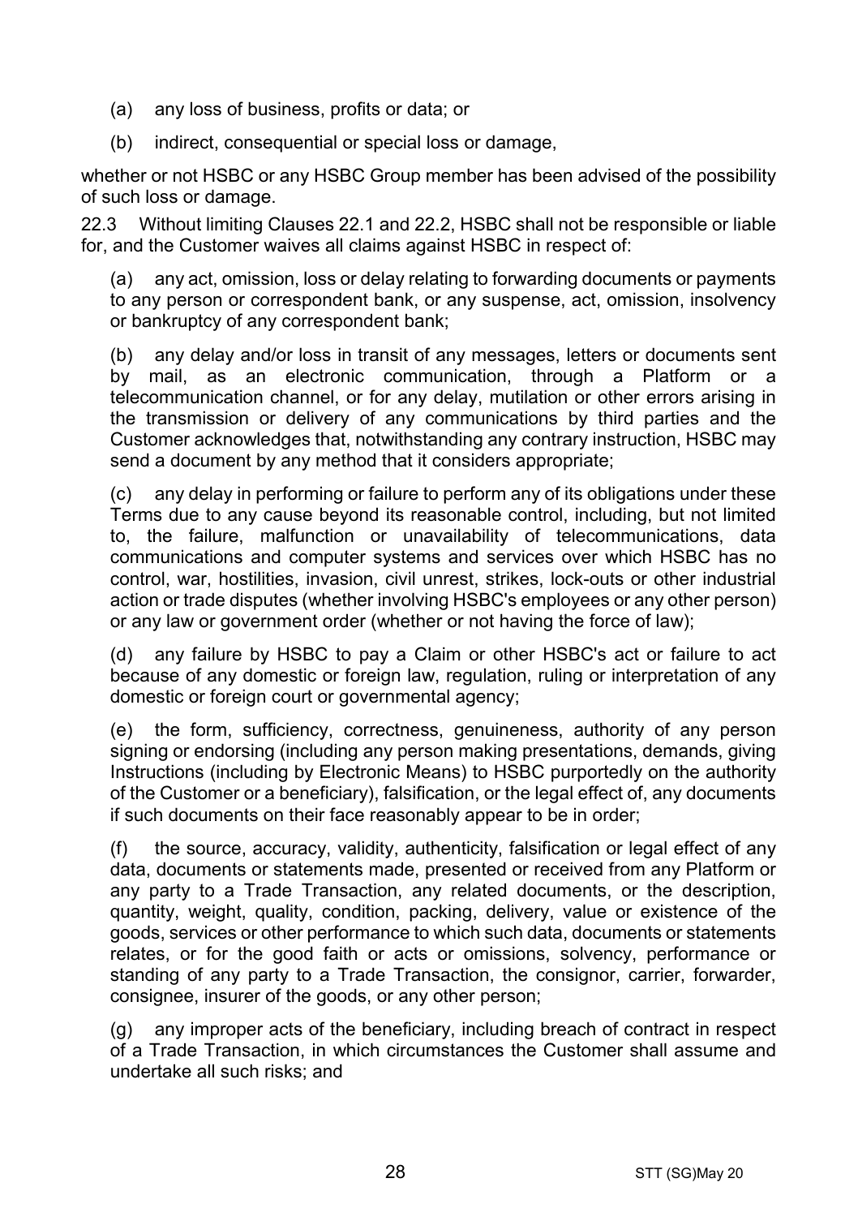(a) any loss of business, profits or data; or

(b) indirect, consequential or special loss or damage,

whether or not HSBC or any HSBC Group member has been advised of the possibility of such loss or damage.

22.3 Without limiting Clauses 22.1 and 22.2, HSBC shall not be responsible or liable for, and the Customer waives all claims against HSBC in respect of:

(a) any act, omission, loss or delay relating to forwarding documents or payments to any person or correspondent bank, or any suspense, act, omission, insolvency or bankruptcy of any correspondent bank;

(b) any delay and/or loss in transit of any messages, letters or documents sent by mail, as an electronic communication, through a Platform or a telecommunication channel, or for any delay, mutilation or other errors arising in the transmission or delivery of any communications by third parties and the Customer acknowledges that, notwithstanding any contrary instruction, HSBC may send a document by any method that it considers appropriate;

(c) any delay in performing or failure to perform any of its obligations under these Terms due to any cause beyond its reasonable control, including, but not limited to, the failure, malfunction or unavailability of telecommunications, data communications and computer systems and services over which HSBC has no control, war, hostilities, invasion, civil unrest, strikes, lock-outs or other industrial action or trade disputes (whether involving HSBC's employees or any other person) or any law or government order (whether or not having the force of law);

(d) any failure by HSBC to pay a Claim or other HSBC's act or failure to act because of any domestic or foreign law, regulation, ruling or interpretation of any domestic or foreign court or governmental agency;

(e) the form, sufficiency, correctness, genuineness, authority of any person signing or endorsing (including any person making presentations, demands, giving Instructions (including by Electronic Means) to HSBC purportedly on the authority of the Customer or a beneficiary), falsification, or the legal effect of, any documents if such documents on their face reasonably appear to be in order;

(f) the source, accuracy, validity, authenticity, falsification or legal effect of any data, documents or statements made, presented or received from any Platform or any party to a Trade Transaction, any related documents, or the description, quantity, weight, quality, condition, packing, delivery, value or existence of the goods, services or other performance to which such data, documents or statements relates, or for the good faith or acts or omissions, solvency, performance or standing of any party to a Trade Transaction, the consignor, carrier, forwarder, consignee, insurer of the goods, or any other person;

(g) any improper acts of the beneficiary, including breach of contract in respect of a Trade Transaction, in which circumstances the Customer shall assume and undertake all such risks; and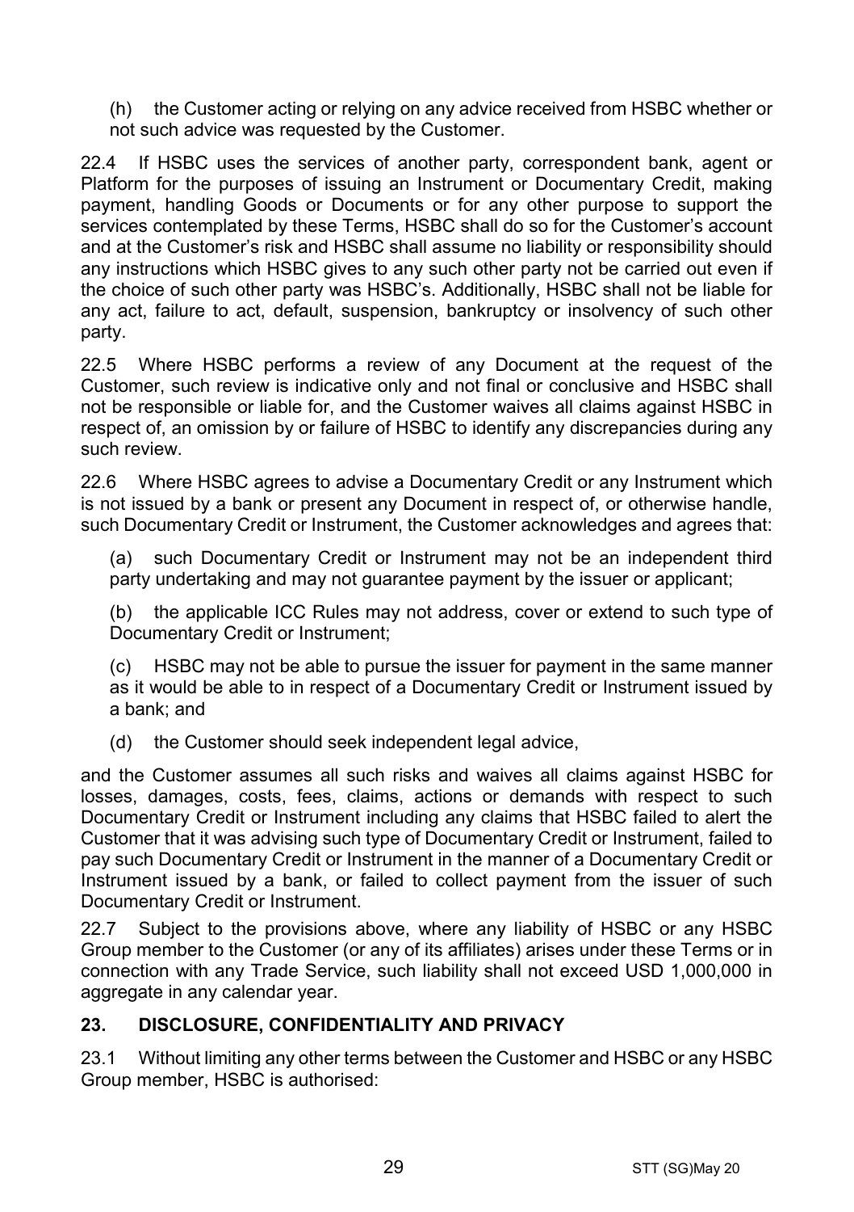(h) the Customer acting or relying on any advice received from HSBC whether or not such advice was requested by the Customer.

22.4 If HSBC uses the services of another party, correspondent bank, agent or Platform for the purposes of issuing an Instrument or Documentary Credit, making payment, handling Goods or Documents or for any other purpose to support the services contemplated by these Terms, HSBC shall do so for the Customer's account and at the Customer's risk and HSBC shall assume no liability or responsibility should any instructions which HSBC gives to any such other party not be carried out even if the choice of such other party was HSBC's. Additionally, HSBC shall not be liable for any act, failure to act, default, suspension, bankruptcy or insolvency of such other party.

22.5 Where HSBC performs a review of any Document at the request of the Customer, such review is indicative only and not final or conclusive and HSBC shall not be responsible or liable for, and the Customer waives all claims against HSBC in respect of, an omission by or failure of HSBC to identify any discrepancies during any such review.

22.6 Where HSBC agrees to advise a Documentary Credit or any Instrument which is not issued by a bank or present any Document in respect of, or otherwise handle, such Documentary Credit or Instrument, the Customer acknowledges and agrees that:

(a) such Documentary Credit or Instrument may not be an independent third party undertaking and may not guarantee payment by the issuer or applicant;

(b) the applicable ICC Rules may not address, cover or extend to such type of Documentary Credit or Instrument;

(c) HSBC may not be able to pursue the issuer for payment in the same manner as it would be able to in respect of a Documentary Credit or Instrument issued by a bank; and

(d) the Customer should seek independent legal advice,

and the Customer assumes all such risks and waives all claims against HSBC for losses, damages, costs, fees, claims, actions or demands with respect to such Documentary Credit or Instrument including any claims that HSBC failed to alert the Customer that it was advising such type of Documentary Credit or Instrument, failed to pay such Documentary Credit or Instrument in the manner of a Documentary Credit or Instrument issued by a bank, or failed to collect payment from the issuer of such Documentary Credit or Instrument.

22.7 Subject to the provisions above, where any liability of HSBC or any HSBC Group member to the Customer (or any of its affiliates) arises under these Terms or in connection with any Trade Service, such liability shall not exceed USD 1,000,000 in aggregate in any calendar year.

## 23. DISCLOSURE, CONFIDENTIALITY AND PRIVACY

23.1 Without limiting any other terms between the Customer and HSBC or any HSBC Group member, HSBC is authorised: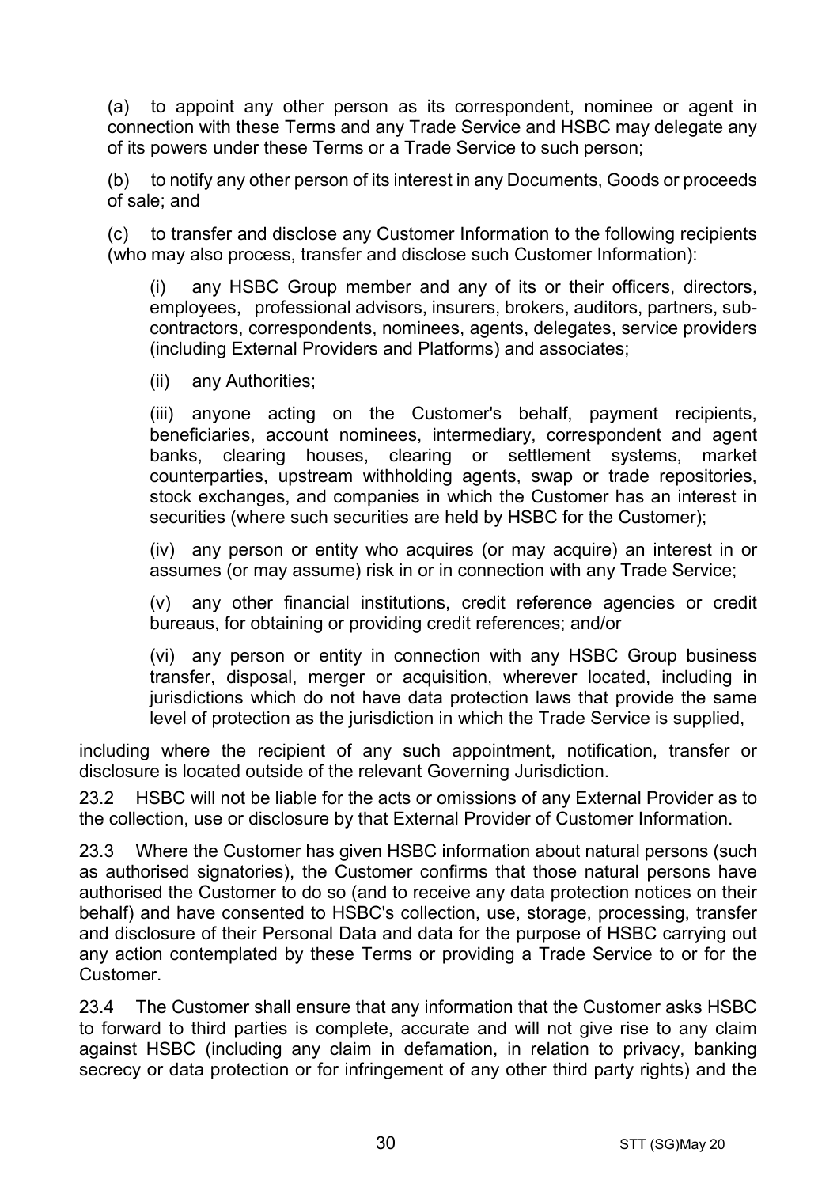(a) to appoint any other person as its correspondent, nominee or agent in connection with these Terms and any Trade Service and HSBC may delegate any of its powers under these Terms or a Trade Service to such person;

(b) to notify any other person of its interest in any Documents, Goods or proceeds of sale; and

(c) to transfer and disclose any Customer Information to the following recipients (who may also process, transfer and disclose such Customer Information):

> (i) any HSBC Group member and any of its or their officers, directors, employees, professional advisors, insurers, brokers, auditors, partners, sub-contractors, correspondents, nominees, agents, delegates, service providers (including External Providers and Platforms) and associates;
>
> (ii) any Authorities;
>
> (iii) anyone acting on the Customer's behalf, payment recipients, beneficiaries, account nominees, intermediary, correspondent and agent banks, clearing houses, clearing or settlement systems, market counterparties, upstream withholding agents, swap or trade repositories, stock exchanges, and companies in which the Customer has an interest in securities (where such securities are held by HSBC for the Customer);
>
> (iv) any person or entity who acquires (or may acquire) an interest in or assumes (or may assume) risk in or in connection with any Trade Service;
>
> (v) any other financial institutions, credit reference agencies or credit bureaus, for obtaining or providing credit references; and/or
>
> (vi) any person or entity in connection with any HSBC Group business transfer, disposal, merger or acquisition, wherever located, including in jurisdictions which do not have data protection laws that provide the same level of protection as the jurisdiction in which the Trade Service is supplied,

including where the recipient of any such appointment, notification, transfer or disclosure is located outside of the relevant Governing Jurisdiction.

23.2 HSBC will not be liable for the acts or omissions of any External Provider as to the collection, use or disclosure by that External Provider of Customer Information.

23.3 Where the Customer has given HSBC information about natural persons (such as authorised signatories), the Customer confirms that those natural persons have authorised the Customer to do so (and to receive any data protection notices on their behalf) and have consented to HSBC's collection, use, storage, processing, transfer and disclosure of their Personal Data and data for the purpose of HSBC carrying out any action contemplated by these Terms or providing a Trade Service to or for the Customer.

23.4 The Customer shall ensure that any information that the Customer asks HSBC to forward to third parties is complete, accurate and will not give rise to any claim against HSBC (including any claim in defamation, in relation to privacy, banking secrecy or data protection or for infringement of any other third party rights) and the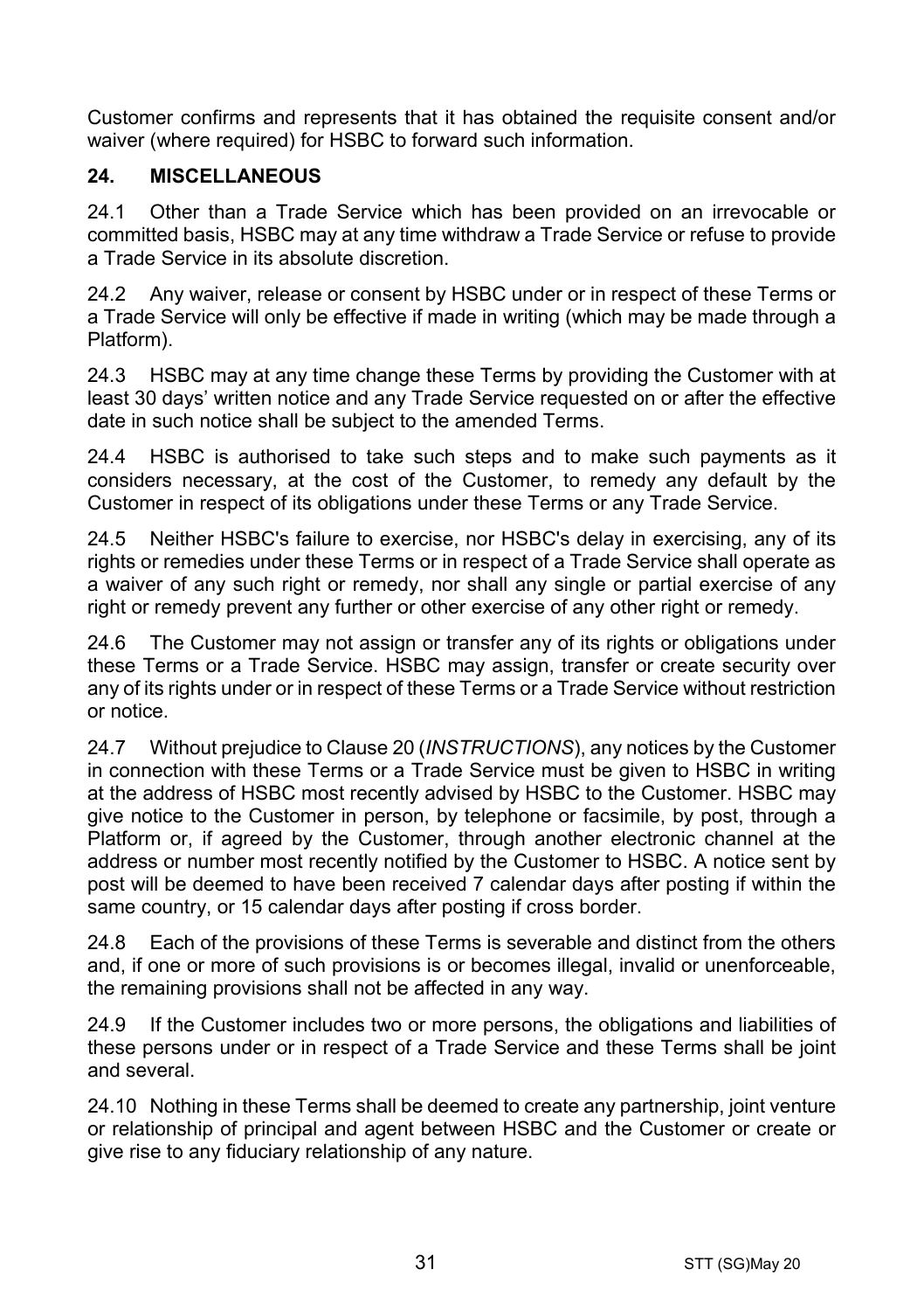Customer confirms and represents that it has obtained the requisite consent and/or waiver (where required) for HSBC to forward such information.

## 24. MISCELLANEOUS

24.1 Other than a Trade Service which has been provided on an irrevocable or committed basis, HSBC may at any time withdraw a Trade Service or refuse to provide a Trade Service in its absolute discretion.

24.2 Any waiver, release or consent by HSBC under or in respect of these Terms or a Trade Service will only be effective if made in writing (which may be made through a Platform).

24.3 HSBC may at any time change these Terms by providing the Customer with at least 30 days' written notice and any Trade Service requested on or after the effective date in such notice shall be subject to the amended Terms.

24.4 HSBC is authorised to take such steps and to make such payments as it considers necessary, at the cost of the Customer, to remedy any default by the Customer in respect of its obligations under these Terms or any Trade Service.

24.5 Neither HSBC's failure to exercise, nor HSBC's delay in exercising, any of its rights or remedies under these Terms or in respect of a Trade Service shall operate as a waiver of any such right or remedy, nor shall any single or partial exercise of any right or remedy prevent any further or other exercise of any other right or remedy.

24.6 The Customer may not assign or transfer any of its rights or obligations under these Terms or a Trade Service. HSBC may assign, transfer or create security over any of its rights under or in respect of these Terms or a Trade Service without restriction or notice.

24.7 Without prejudice to Clause 20 (*INSTRUCTIONS*), any notices by the Customer in connection with these Terms or a Trade Service must be given to HSBC in writing at the address of HSBC most recently advised by HSBC to the Customer. HSBC may give notice to the Customer in person, by telephone or facsimile, by post, through a Platform or, if agreed by the Customer, through another electronic channel at the address or number most recently notified by the Customer to HSBC. A notice sent by post will be deemed to have been received 7 calendar days after posting if within the same country, or 15 calendar days after posting if cross border.

24.8 Each of the provisions of these Terms is severable and distinct from the others and, if one or more of such provisions is or becomes illegal, invalid or unenforceable, the remaining provisions shall not be affected in any way.

24.9 If the Customer includes two or more persons, the obligations and liabilities of these persons under or in respect of a Trade Service and these Terms shall be joint and several.

24.10 Nothing in these Terms shall be deemed to create any partnership, joint venture or relationship of principal and agent between HSBC and the Customer or create or give rise to any fiduciary relationship of any nature.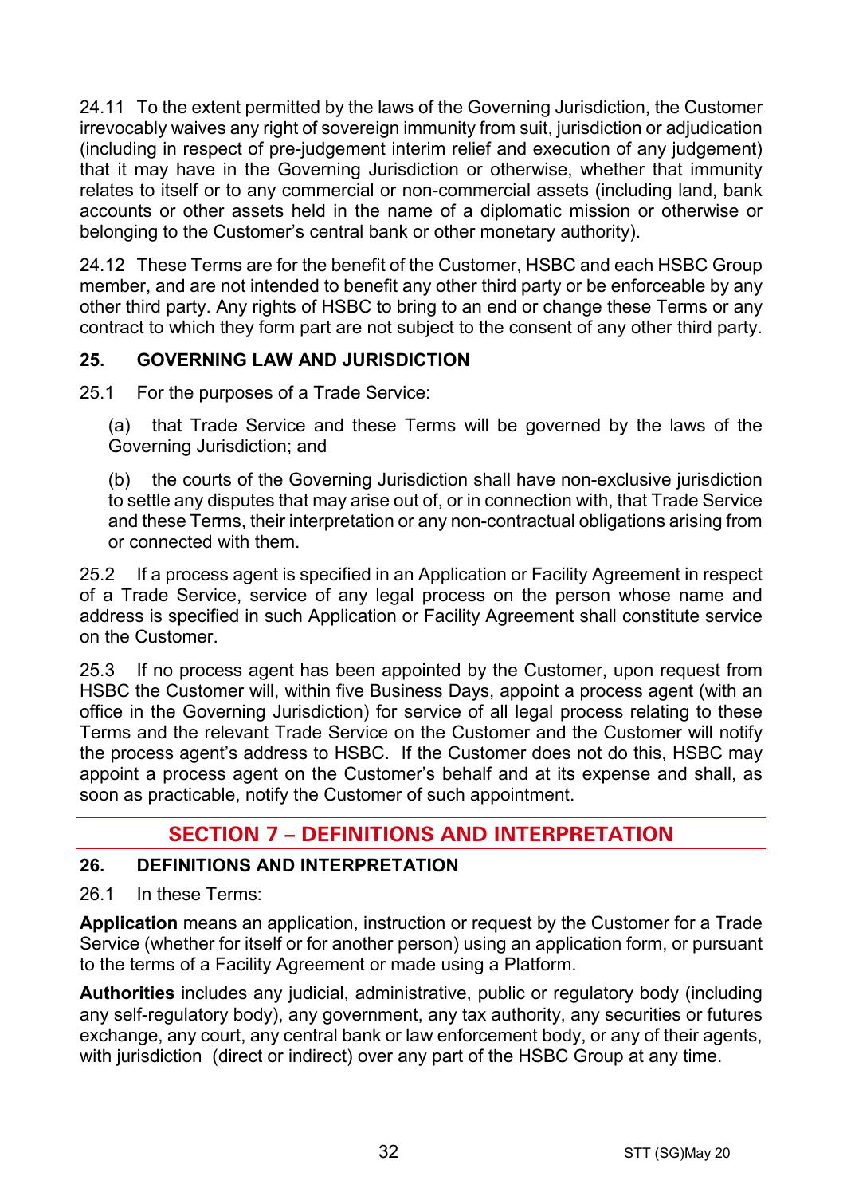24.11 To the extent permitted by the laws of the Governing Jurisdiction, the Customer irrevocably waives any right of sovereign immunity from suit, jurisdiction or adjudication (including in respect of pre-judgement interim relief and execution of any judgement) that it may have in the Governing Jurisdiction or otherwise, whether that immunity relates to itself or to any commercial or non-commercial assets (including land, bank accounts or other assets held in the name of a diplomatic mission or otherwise or belonging to the Customer's central bank or other monetary authority).

24.12 These Terms are for the benefit of the Customer, HSBC and each HSBC Group member, and are not intended to benefit any other third party or be enforceable by any other third party. Any rights of HSBC to bring to an end or change these Terms or any contract to which they form part are not subject to the consent of any other third party.

### 25. GOVERNING LAW AND JURISDICTION

25.1 For the purposes of a Trade Service:

(a) that Trade Service and these Terms will be governed by the laws of the Governing Jurisdiction; and

(b) the courts of the Governing Jurisdiction shall have non-exclusive jurisdiction to settle any disputes that may arise out of, or in connection with, that Trade Service and these Terms, their interpretation or any non-contractual obligations arising from or connected with them.

25.2 If a process agent is specified in an Application or Facility Agreement in respect of a Trade Service, service of any legal process on the person whose name and address is specified in such Application or Facility Agreement shall constitute service on the Customer.

25.3 If no process agent has been appointed by the Customer, upon request from HSBC the Customer will, within five Business Days, appoint a process agent (with an office in the Governing Jurisdiction) for service of all legal process relating to these Terms and the relevant Trade Service on the Customer and the Customer will notify the process agent's address to HSBC. If the Customer does not do this, HSBC may appoint a process agent on the Customer's behalf and at its expense and shall, as soon as practicable, notify the Customer of such appointment.

## SECTION 7 – DEFINITIONS AND INTERPRETATION

### 26. DEFINITIONS AND INTERPRETATION

26.1 In these Terms:

**Application** means an application, instruction or request by the Customer for a Trade Service (whether for itself or for another person) using an application form, or pursuant to the terms of a Facility Agreement or made using a Platform.

**Authorities** includes any judicial, administrative, public or regulatory body (including any self-regulatory body), any government, any tax authority, any securities or futures exchange, any court, any central bank or law enforcement body, or any of their agents, with jurisdiction (direct or indirect) over any part of the HSBC Group at any time.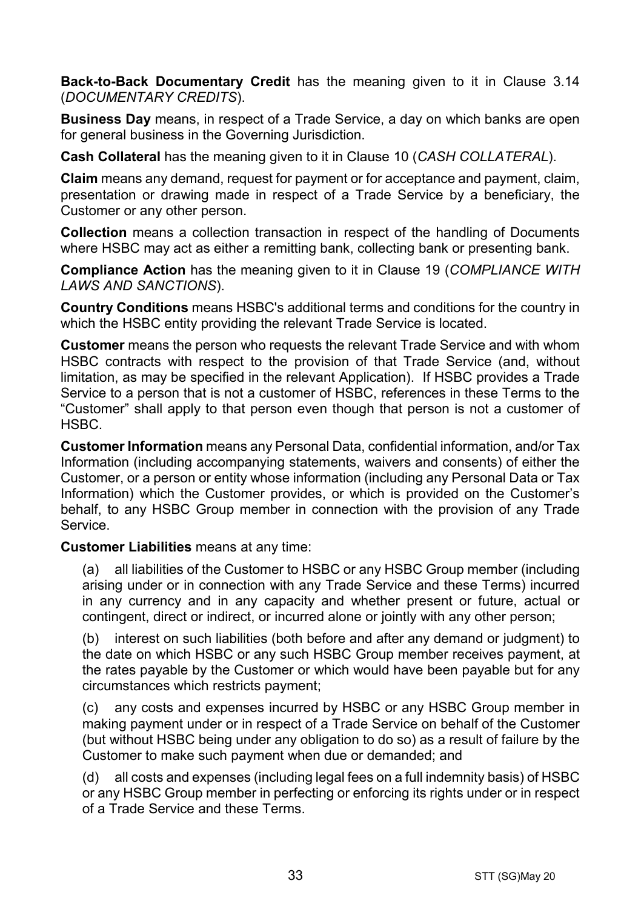**Back-to-Back Documentary Credit** has the meaning given to it in Clause 3.14 (*DOCUMENTARY CREDITS*).

**Business Day** means, in respect of a Trade Service, a day on which banks are open for general business in the Governing Jurisdiction.

**Cash Collateral** has the meaning given to it in Clause 10 (*CASH COLLATERAL*).

**Claim** means any demand, request for payment or for acceptance and payment, claim, presentation or drawing made in respect of a Trade Service by a beneficiary, the Customer or any other person.

**Collection** means a collection transaction in respect of the handling of Documents where HSBC may act as either a remitting bank, collecting bank or presenting bank.

**Compliance Action** has the meaning given to it in Clause 19 (*COMPLIANCE WITH LAWS AND SANCTIONS*).

**Country Conditions** means HSBC's additional terms and conditions for the country in which the HSBC entity providing the relevant Trade Service is located.

**Customer** means the person who requests the relevant Trade Service and with whom HSBC contracts with respect to the provision of that Trade Service (and, without limitation, as may be specified in the relevant Application). If HSBC provides a Trade Service to a person that is not a customer of HSBC, references in these Terms to the "Customer" shall apply to that person even though that person is not a customer of HSBC.

**Customer Information** means any Personal Data, confidential information, and/or Tax Information (including accompanying statements, waivers and consents) of either the Customer, or a person or entity whose information (including any Personal Data or Tax Information) which the Customer provides, or which is provided on the Customer's behalf, to any HSBC Group member in connection with the provision of any Trade Service.

**Customer Liabilities** means at any time:

(a) all liabilities of the Customer to HSBC or any HSBC Group member (including arising under or in connection with any Trade Service and these Terms) incurred in any currency and in any capacity and whether present or future, actual or contingent, direct or indirect, or incurred alone or jointly with any other person;

(b) interest on such liabilities (both before and after any demand or judgment) to the date on which HSBC or any such HSBC Group member receives payment, at the rates payable by the Customer or which would have been payable but for any circumstances which restricts payment;

(c) any costs and expenses incurred by HSBC or any HSBC Group member in making payment under or in respect of a Trade Service on behalf of the Customer (but without HSBC being under any obligation to do so) as a result of failure by the Customer to make such payment when due or demanded; and

(d) all costs and expenses (including legal fees on a full indemnity basis) of HSBC or any HSBC Group member in perfecting or enforcing its rights under or in respect of a Trade Service and these Terms.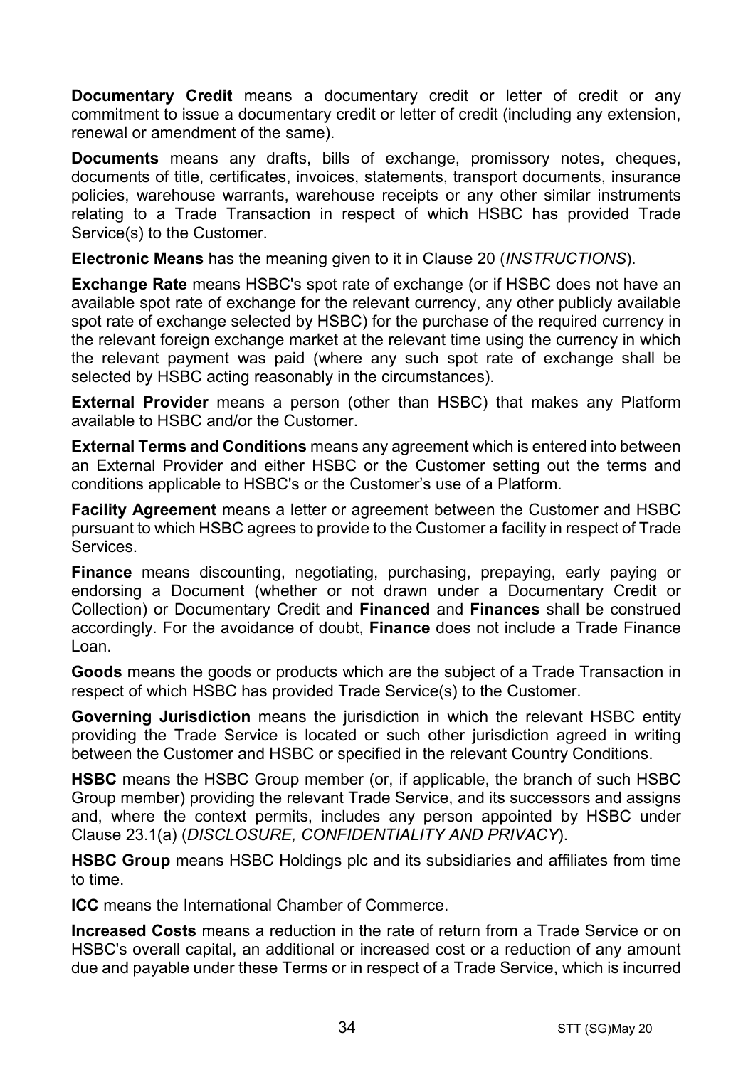**Documentary Credit** means a documentary credit or letter of credit or any commitment to issue a documentary credit or letter of credit (including any extension, renewal or amendment of the same).

**Documents** means any drafts, bills of exchange, promissory notes, cheques, documents of title, certificates, invoices, statements, transport documents, insurance policies, warehouse warrants, warehouse receipts or any other similar instruments relating to a Trade Transaction in respect of which HSBC has provided Trade Service(s) to the Customer.

**Electronic Means** has the meaning given to it in Clause 20 (*INSTRUCTIONS*).

**Exchange Rate** means HSBC's spot rate of exchange (or if HSBC does not have an available spot rate of exchange for the relevant currency, any other publicly available spot rate of exchange selected by HSBC) for the purchase of the required currency in the relevant foreign exchange market at the relevant time using the currency in which the relevant payment was paid (where any such spot rate of exchange shall be selected by HSBC acting reasonably in the circumstances).

**External Provider** means a person (other than HSBC) that makes any Platform available to HSBC and/or the Customer.

**External Terms and Conditions** means any agreement which is entered into between an External Provider and either HSBC or the Customer setting out the terms and conditions applicable to HSBC's or the Customer's use of a Platform.

**Facility Agreement** means a letter or agreement between the Customer and HSBC pursuant to which HSBC agrees to provide to the Customer a facility in respect of Trade Services.

**Finance** means discounting, negotiating, purchasing, prepaying, early paying or endorsing a Document (whether or not drawn under a Documentary Credit or Collection) or Documentary Credit and **Financed** and **Finances** shall be construed accordingly. For the avoidance of doubt, **Finance** does not include a Trade Finance Loan.

**Goods** means the goods or products which are the subject of a Trade Transaction in respect of which HSBC has provided Trade Service(s) to the Customer.

**Governing Jurisdiction** means the jurisdiction in which the relevant HSBC entity providing the Trade Service is located or such other jurisdiction agreed in writing between the Customer and HSBC or specified in the relevant Country Conditions.

**HSBC** means the HSBC Group member (or, if applicable, the branch of such HSBC Group member) providing the relevant Trade Service, and its successors and assigns and, where the context permits, includes any person appointed by HSBC under Clause 23.1(a) (*DISCLOSURE, CONFIDENTIALITY AND PRIVACY*).

**HSBC Group** means HSBC Holdings plc and its subsidiaries and affiliates from time to time.

**ICC** means the International Chamber of Commerce.

**Increased Costs** means a reduction in the rate of return from a Trade Service or on HSBC's overall capital, an additional or increased cost or a reduction of any amount due and payable under these Terms or in respect of a Trade Service, which is incurred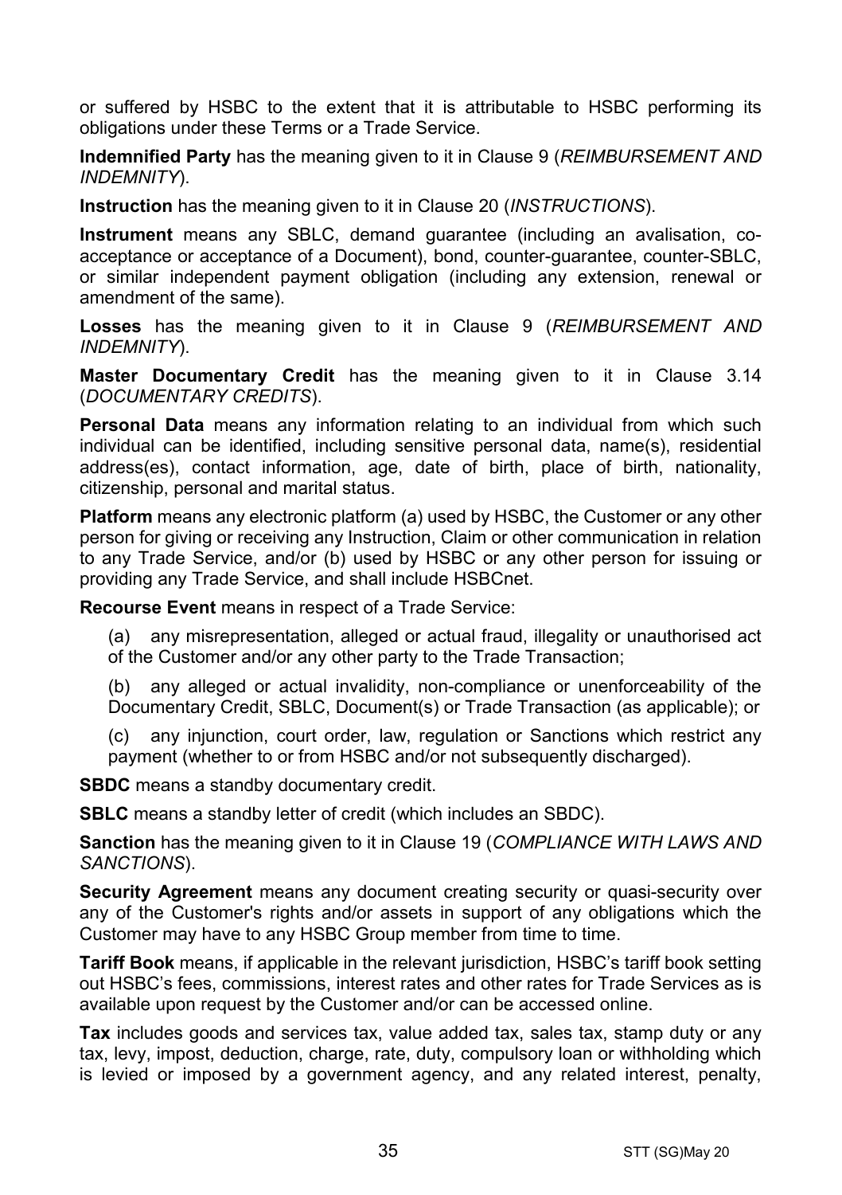or suffered by HSBC to the extent that it is attributable to HSBC performing its obligations under these Terms or a Trade Service.

**Indemnified Party** has the meaning given to it in Clause 9 (*REIMBURSEMENT AND INDEMNITY*).

**Instruction** has the meaning given to it in Clause 20 (*INSTRUCTIONS*).

**Instrument** means any SBLC, demand guarantee (including an avalisation, co-acceptance or acceptance of a Document), bond, counter-guarantee, counter-SBLC, or similar independent payment obligation (including any extension, renewal or amendment of the same).

**Losses** has the meaning given to it in Clause 9 (*REIMBURSEMENT AND INDEMNITY*).

**Master Documentary Credit** has the meaning given to it in Clause 3.14 (*DOCUMENTARY CREDITS*).

**Personal Data** means any information relating to an individual from which such individual can be identified, including sensitive personal data, name(s), residential address(es), contact information, age, date of birth, place of birth, nationality, citizenship, personal and marital status.

**Platform** means any electronic platform (a) used by HSBC, the Customer or any other person for giving or receiving any Instruction, Claim or other communication in relation to any Trade Service, and/or (b) used by HSBC or any other person for issuing or providing any Trade Service, and shall include HSBCnet.

**Recourse Event** means in respect of a Trade Service:

(a) any misrepresentation, alleged or actual fraud, illegality or unauthorised act of the Customer and/or any other party to the Trade Transaction;

(b) any alleged or actual invalidity, non-compliance or unenforceability of the Documentary Credit, SBLC, Document(s) or Trade Transaction (as applicable); or

(c) any injunction, court order, law, regulation or Sanctions which restrict any payment (whether to or from HSBC and/or not subsequently discharged).

**SBDC** means a standby documentary credit.

**SBLC** means a standby letter of credit (which includes an SBDC).

**Sanction** has the meaning given to it in Clause 19 (*COMPLIANCE WITH LAWS AND SANCTIONS*).

**Security Agreement** means any document creating security or quasi-security over any of the Customer's rights and/or assets in support of any obligations which the Customer may have to any HSBC Group member from time to time.

**Tariff Book** means, if applicable in the relevant jurisdiction, HSBC's tariff book setting out HSBC's fees, commissions, interest rates and other rates for Trade Services as is available upon request by the Customer and/or can be accessed online.

**Tax** includes goods and services tax, value added tax, sales tax, stamp duty or any tax, levy, impost, deduction, charge, rate, duty, compulsory loan or withholding which is levied or imposed by a government agency, and any related interest, penalty,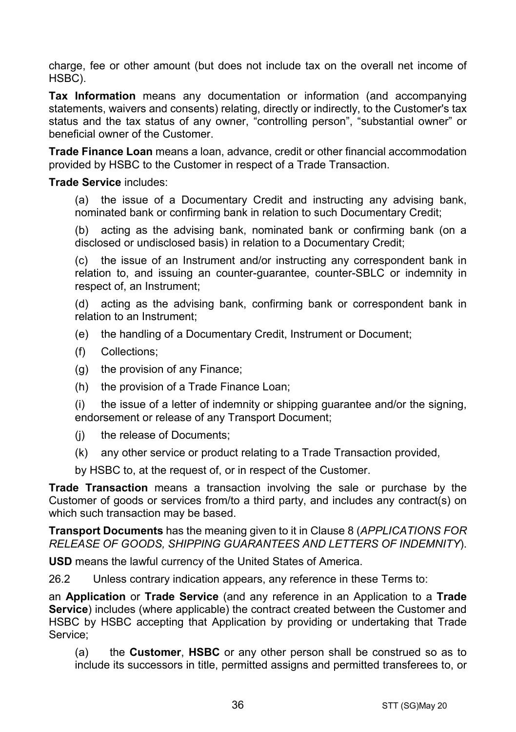charge, fee or other amount (but does not include tax on the overall net income of HSBC).

**Tax Information** means any documentation or information (and accompanying statements, waivers and consents) relating, directly or indirectly, to the Customer's tax status and the tax status of any owner, "controlling person", "substantial owner" or beneficial owner of the Customer.

**Trade Finance Loan** means a loan, advance, credit or other financial accommodation provided by HSBC to the Customer in respect of a Trade Transaction.

**Trade Service** includes:

(a) the issue of a Documentary Credit and instructing any advising bank, nominated bank or confirming bank in relation to such Documentary Credit;

(b) acting as the advising bank, nominated bank or confirming bank (on a disclosed or undisclosed basis) in relation to a Documentary Credit;

(c) the issue of an Instrument and/or instructing any correspondent bank in relation to, and issuing an counter-guarantee, counter-SBLC or indemnity in respect of, an Instrument;

(d) acting as the advising bank, confirming bank or correspondent bank in relation to an Instrument;

(e) the handling of a Documentary Credit, Instrument or Document;

(f) Collections;

(g) the provision of any Finance;

(h) the provision of a Trade Finance Loan;

(i) the issue of a letter of indemnity or shipping guarantee and/or the signing, endorsement or release of any Transport Document;

(j) the release of Documents;

(k) any other service or product relating to a Trade Transaction provided,

by HSBC to, at the request of, or in respect of the Customer.

**Trade Transaction** means a transaction involving the sale or purchase by the Customer of goods or services from/to a third party, and includes any contract(s) on which such transaction may be based.

**Transport Documents** has the meaning given to it in Clause 8 (*APPLICATIONS FOR RELEASE OF GOODS, SHIPPING GUARANTEES AND LETTERS OF INDEMNITY*).

**USD** means the lawful currency of the United States of America.

26.2 Unless contrary indication appears, any reference in these Terms to:

an **Application** or **Trade Service** (and any reference in an Application to a **Trade Service**) includes (where applicable) the contract created between the Customer and HSBC by HSBC accepting that Application by providing or undertaking that Trade Service;

(a) the **Customer**, **HSBC** or any other person shall be construed so as to include its successors in title, permitted assigns and permitted transferees to, or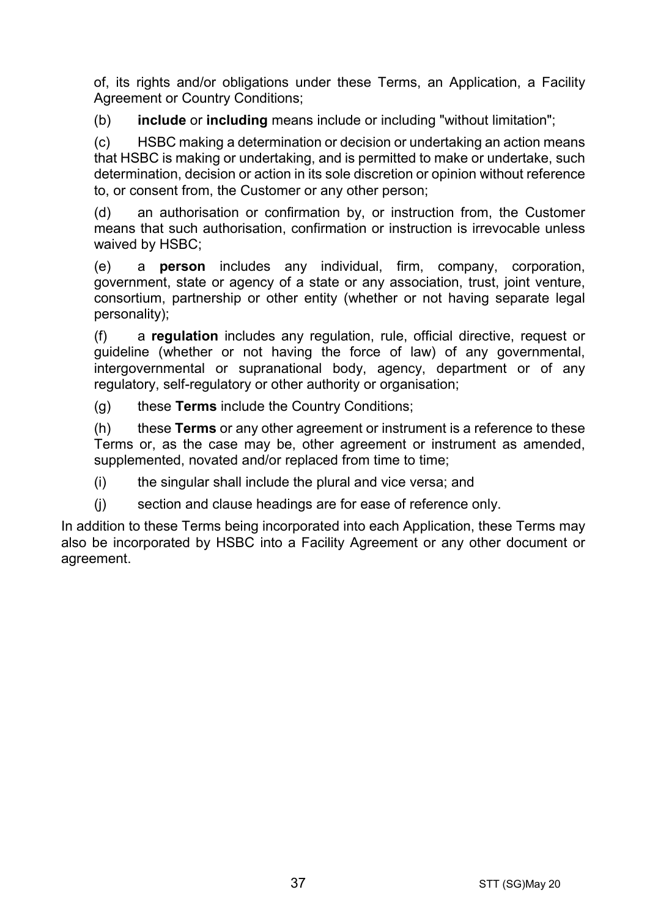of, its rights and/or obligations under these Terms, an Application, a Facility Agreement or Country Conditions;

(b) **include** or **including** means include or including "without limitation";

(c) HSBC making a determination or decision or undertaking an action means that HSBC is making or undertaking, and is permitted to make or undertake, such determination, decision or action in its sole discretion or opinion without reference to, or consent from, the Customer or any other person;

(d) an authorisation or confirmation by, or instruction from, the Customer means that such authorisation, confirmation or instruction is irrevocable unless waived by HSBC;

(e) a **person** includes any individual, firm, company, corporation, government, state or agency of a state or any association, trust, joint venture, consortium, partnership or other entity (whether or not having separate legal personality);

(f) a **regulation** includes any regulation, rule, official directive, request or guideline (whether or not having the force of law) of any governmental, intergovernmental or supranational body, agency, department or of any regulatory, self-regulatory or other authority or organisation;

(g) these **Terms** include the Country Conditions;

(h) these **Terms** or any other agreement or instrument is a reference to these Terms or, as the case may be, other agreement or instrument as amended, supplemented, novated and/or replaced from time to time;

(i) the singular shall include the plural and vice versa; and

(j) section and clause headings are for ease of reference only.

In addition to these Terms being incorporated into each Application, these Terms may also be incorporated by HSBC into a Facility Agreement or any other document or agreement.